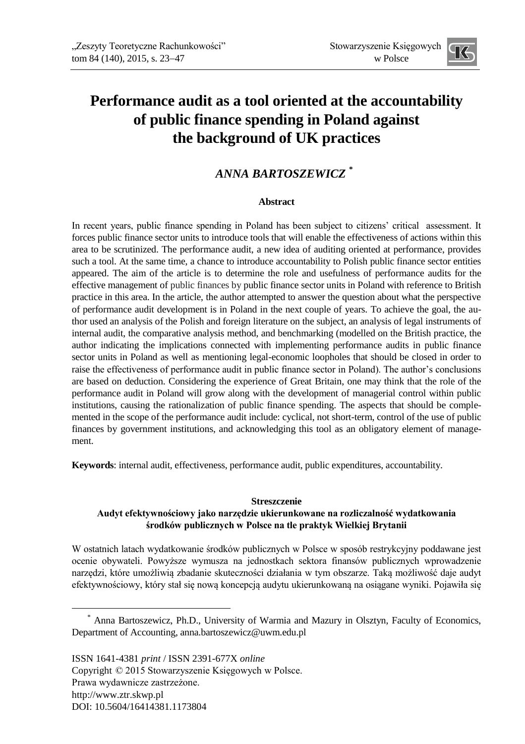# Performance audit as a tool oriented at the accountability of public finance spending in Poland against the background of UK practices

## *ANNA BARTOSZEWICZ* [*]

**Abstract**

In recent years, public finance spending in Poland has been subject to citizens' critical assessment. It forces public finance sector units to introduce tools that will enable the effectiveness of actions within this area to be scrutinized. The performance audit, a new idea of auditing oriented at performance, provides such a tool. At the same time, a chance to introduce accountability to Polish public finance sector entities appeared. The aim of the article is to determine the role and usefulness of performance audits for the effective management of public finances by public finance sector units in Poland with reference to British practice in this area. In the article, the author attempted to answer the question about what the perspective of performance audit development is in Poland in the next couple of years. To achieve the goal, the author used an analysis of the Polish and foreign literature on the subject, an analysis of legal instruments of internal audit, the comparative analysis method, and benchmarking (modelled on the British practice, the author indicating the implications connected with implementing performance audits in public finance sector units in Poland as well as mentioning legal-economic loopholes that should be closed in order to raise the effectiveness of performance audit in public finance sector in Poland). The author's conclusions are based on deduction. Considering the experience of Great Britain, one may think that the role of the performance audit in Poland will grow along with the development of managerial control within public institutions, causing the rationalization of public finance spending. The aspects that should be complemented in the scope of the performance audit include: cyclical, not short-term, control of the use of public finances by government institutions, and acknowledging this tool as an obligatory element of management.

**Keywords**: internal audit, effectiveness, performance audit, public expenditures, accountability.

**Streszczenie**

**Audyt efektywnościowy jako narzędzie ukierunkowane na rozliczalność wydatkowania środków publicznych w Polsce na tle praktyk Wielkiej Brytanii**

W ostatnich latach wydatkowanie środków publicznych w Polsce w sposób restrykcyjny poddawane jest ocenie obywateli. Powyższe wymusza na jednostkach sektora finansów publicznych wprowadzenie narzędzi, które umożliwią zbadanie skuteczności działania w tym obszarze. Taką możliwość daje audyt efektywnościowy, który stał się nową koncepcją audytu ukierunkowaną na osiągane wyniki. Pojawiła się

---

[*] Anna Bartoszewicz, Ph.D., University of Warmia and Mazury in Olsztyn, Faculty of Economics, Department of Accounting, anna.bartoszewicz@uwm.edu.pl

ISSN 1641-4381 *print* / ISSN 2391-677X *online*
Copyright © 2015 Stowarzyszenie Księgowych w Polsce.
Prawa wydawnicze zastrzeżone.
http://www.ztr.skwp.pl
DOI: 10.5604/16414381.1173804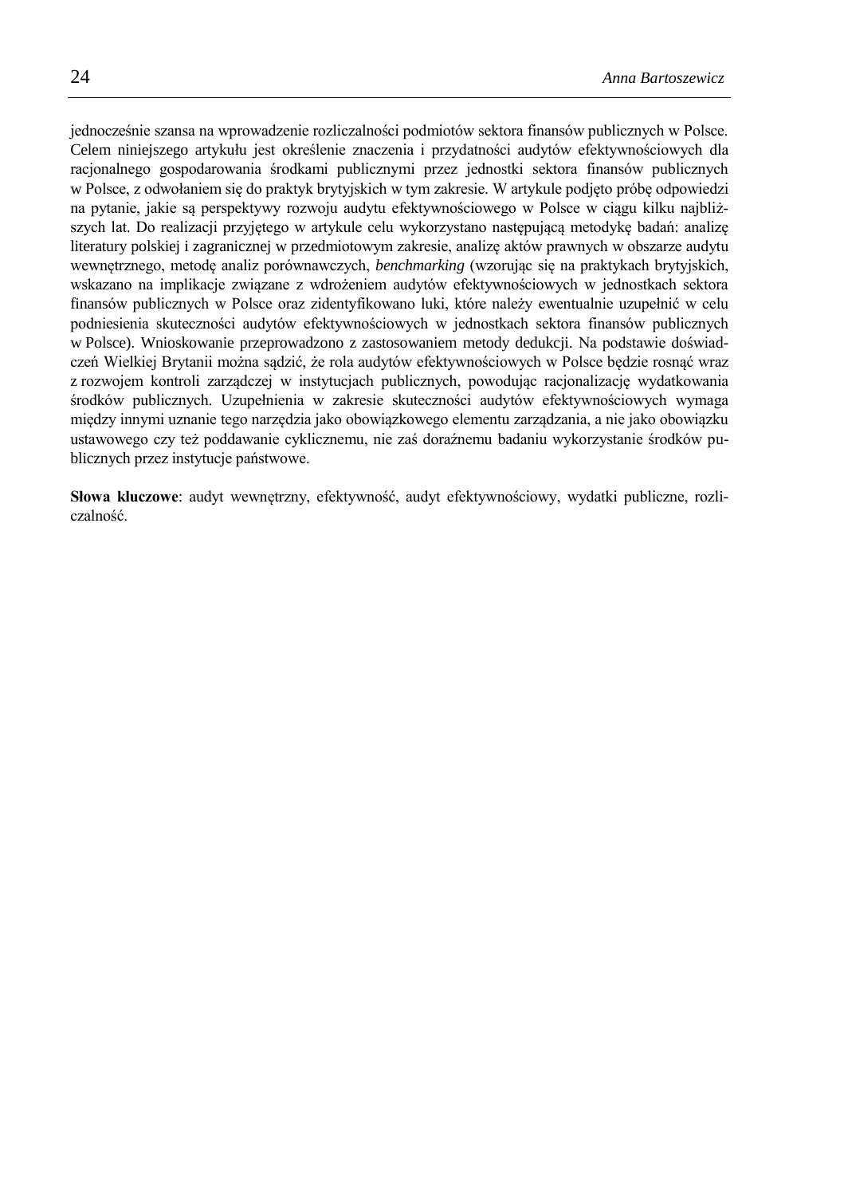jednocześnie szansa na wprowadzenie rozliczalności podmiotów sektora finansów publicznych w Polsce. Celem niniejszego artykułu jest określenie znaczenia i przydatności audytów efektywnościowych dla racjonalnego gospodarowania środkami publicznymi przez jednostki sektora finansów publicznych w Polsce, z odwołaniem się do praktyk brytyjskich w tym zakresie. W artykule podjęto próbę odpowiedzi na pytanie, jakie są perspektywy rozwoju audytu efektywnościowego w Polsce w ciągu kilku najbliższych lat. Do realizacji przyjętego w artykule celu wykorzystano następującą metodykę badań: analizę literatury polskiej i zagranicznej w przedmiotowym zakresie, analizę aktów prawnych w obszarze audytu wewnętrznego, metodę analiz porównawczych, *benchmarking* (wzorując się na praktykach brytyjskich, wskazano na implikacje związane z wdrożeniem audytów efektywnościowych w jednostkach sektora finansów publicznych w Polsce oraz zidentyfikowano luki, które należy ewentualnie uzupełnić w celu podniesienia skuteczności audytów efektywnościowych w jednostkach sektora finansów publicznych w Polsce). Wnioskowanie przeprowadzono z zastosowaniem metody dedukcji. Na podstawie doświadczeń Wielkiej Brytanii można sądzić, że rola audytów efektywnościowych w Polsce będzie rosnąć wraz z rozwojem kontroli zarządczej w instytucjach publicznych, powodując racjonalizację wydatkowania środków publicznych. Uzupełnienia w zakresie skuteczności audytów efektywnościowych wymaga między innymi uznanie tego narzędzia jako obowiązkowego elementu zarządzania, a nie jako obowiązku ustawowego czy też poddawanie cyklicznemu, nie zaś doraźnemu badaniu wykorzystanie środków publicznych przez instytucje państwowe.

**Słowa kluczowe**: audyt wewnętrzny, efektywność, audyt efektywnościowy, wydatki publiczne, rozliczalność.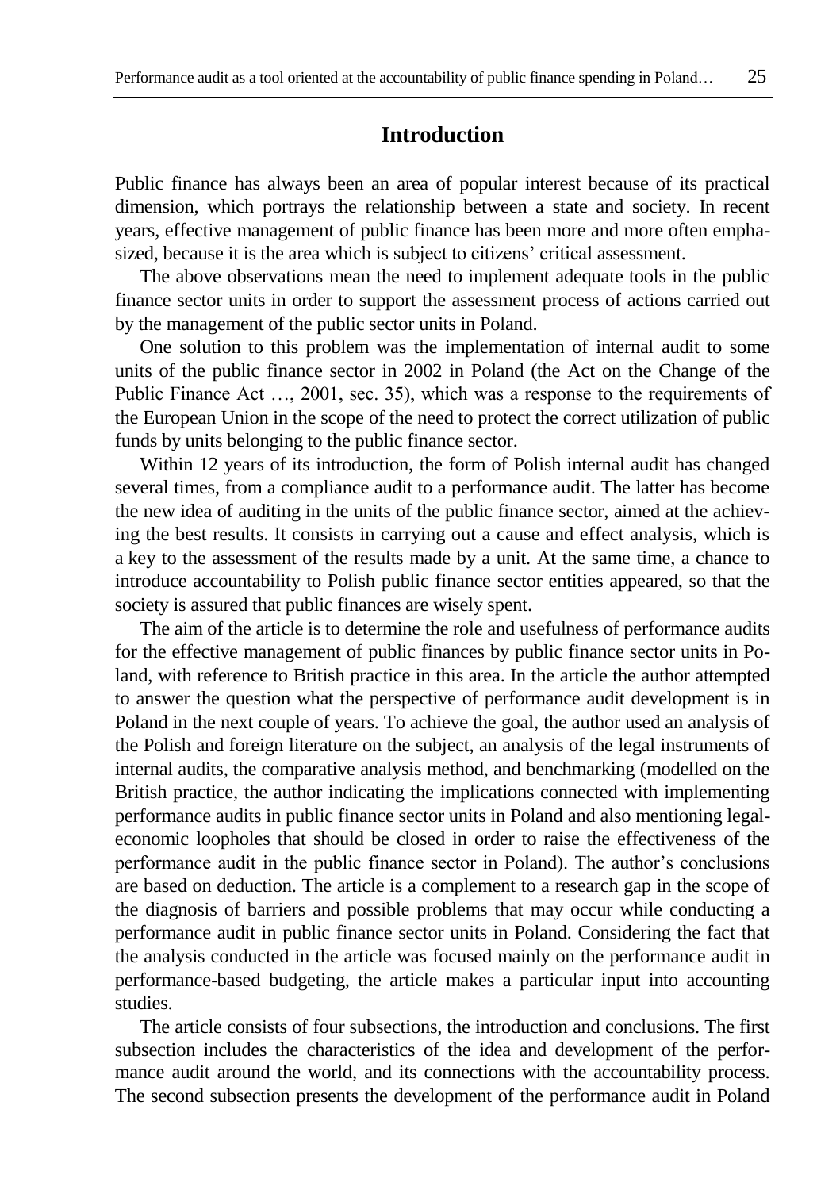## Introduction

Public finance has always been an area of popular interest because of its practical dimension, which portrays the relationship between a state and society. In recent years, effective management of public finance has been more and more often emphasized, because it is the area which is subject to citizens' critical assessment.

The above observations mean the need to implement adequate tools in the public finance sector units in order to support the assessment process of actions carried out by the management of the public sector units in Poland.

One solution to this problem was the implementation of internal audit to some units of the public finance sector in 2002 in Poland (the Act on the Change of the Public Finance Act …, 2001, sec. 35), which was a response to the requirements of the European Union in the scope of the need to protect the correct utilization of public funds by units belonging to the public finance sector.

Within 12 years of its introduction, the form of Polish internal audit has changed several times, from a compliance audit to a performance audit. The latter has become the new idea of auditing in the units of the public finance sector, aimed at the achieving the best results. It consists in carrying out a cause and effect analysis, which is a key to the assessment of the results made by a unit. At the same time, a chance to introduce accountability to Polish public finance sector entities appeared, so that the society is assured that public finances are wisely spent.

The aim of the article is to determine the role and usefulness of performance audits for the effective management of public finances by public finance sector units in Poland, with reference to British practice in this area. In the article the author attempted to answer the question what the perspective of performance audit development is in Poland in the next couple of years. To achieve the goal, the author used an analysis of the Polish and foreign literature on the subject, an analysis of the legal instruments of internal audits, the comparative analysis method, and benchmarking (modelled on the British practice, the author indicating the implications connected with implementing performance audits in public finance sector units in Poland and also mentioning legal-economic loopholes that should be closed in order to raise the effectiveness of the performance audit in the public finance sector in Poland). The author's conclusions are based on deduction. The article is a complement to a research gap in the scope of the diagnosis of barriers and possible problems that may occur while conducting a performance audit in public finance sector units in Poland. Considering the fact that the analysis conducted in the article was focused mainly on the performance audit in performance-based budgeting, the article makes a particular input into accounting studies.

The article consists of four subsections, the introduction and conclusions. The first subsection includes the characteristics of the idea and development of the performance audit around the world, and its connections with the accountability process. The second subsection presents the development of the performance audit in Poland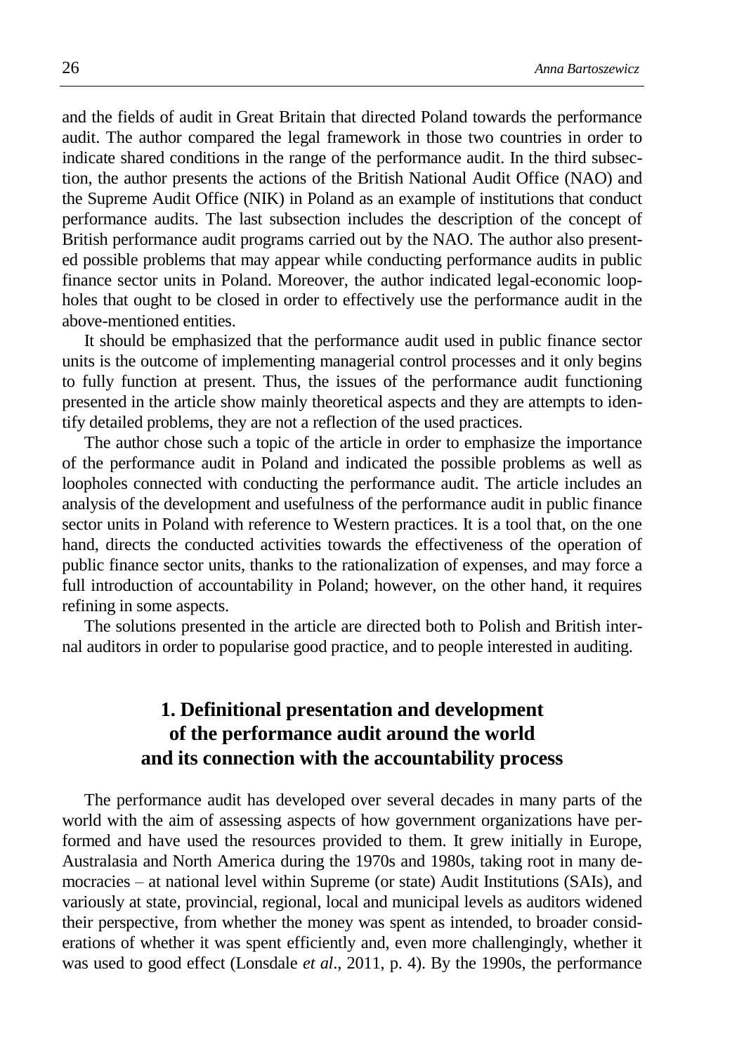and the fields of audit in Great Britain that directed Poland towards the performance audit. The author compared the legal framework in those two countries in order to indicate shared conditions in the range of the performance audit. In the third subsection, the author presents the actions of the British National Audit Office (NAO) and the Supreme Audit Office (NIK) in Poland as an example of institutions that conduct performance audits. The last subsection includes the description of the concept of British performance audit programs carried out by the NAO. The author also presented possible problems that may appear while conducting performance audits in public finance sector units in Poland. Moreover, the author indicated legal-economic loopholes that ought to be closed in order to effectively use the performance audit in the above-mentioned entities.

It should be emphasized that the performance audit used in public finance sector units is the outcome of implementing managerial control processes and it only begins to fully function at present. Thus, the issues of the performance audit functioning presented in the article show mainly theoretical aspects and they are attempts to identify detailed problems, they are not a reflection of the used practices.

The author chose such a topic of the article in order to emphasize the importance of the performance audit in Poland and indicated the possible problems as well as loopholes connected with conducting the performance audit. The article includes an analysis of the development and usefulness of the performance audit in public finance sector units in Poland with reference to Western practices. It is a tool that, on the one hand, directs the conducted activities towards the effectiveness of the operation of public finance sector units, thanks to the rationalization of expenses, and may force a full introduction of accountability in Poland; however, on the other hand, it requires refining in some aspects.

The solutions presented in the article are directed both to Polish and British internal auditors in order to popularise good practice, and to people interested in auditing.

## 1. Definitional presentation and development of the performance audit around the world and its connection with the accountability process

The performance audit has developed over several decades in many parts of the world with the aim of assessing aspects of how government organizations have performed and have used the resources provided to them. It grew initially in Europe, Australasia and North America during the 1970s and 1980s, taking root in many democracies – at national level within Supreme (or state) Audit Institutions (SAIs), and variously at state, provincial, regional, local and municipal levels as auditors widened their perspective, from whether the money was spent as intended, to broader considerations of whether it was spent efficiently and, even more challengingly, whether it was used to good effect (Lonsdale *et al*., 2011, p. 4). By the 1990s, the performance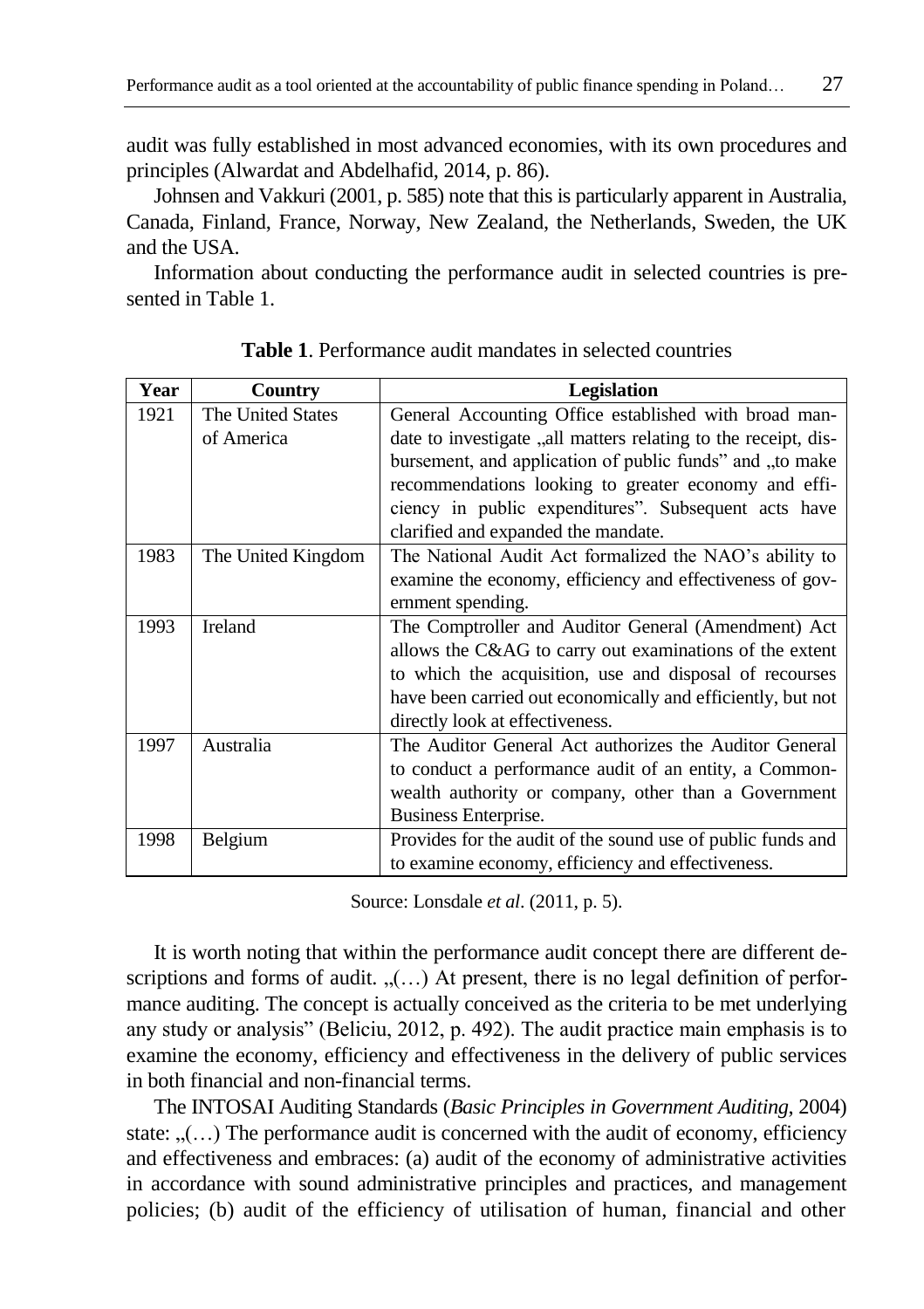audit was fully established in most advanced economies, with its own procedures and principles (Alwardat and Abdelhafid, 2014, p. 86).

Johnsen and Vakkuri (2001, p. 585) note that this is particularly apparent in Australia, Canada, Finland, France, Norway, New Zealand, the Netherlands, Sweden, the UK and the USA.

Information about conducting the performance audit in selected countries is presented in Table 1.

**Table 1**. Performance audit mandates in selected countries

| Year | Country | Legislation |
|---|---|---|
| 1921 | The United States of America | General Accounting Office established with broad mandate to investigate „all matters relating to the receipt, disbursement, and application of public funds" and „to make recommendations looking to greater economy and efficiency in public expenditures". Subsequent acts have clarified and expanded the mandate. |
| 1983 | The United Kingdom | The National Audit Act formalized the NAO's ability to examine the economy, efficiency and effectiveness of government spending. |
| 1993 | Ireland | The Comptroller and Auditor General (Amendment) Act allows the C&AG to carry out examinations of the extent to which the acquisition, use and disposal of recourses have been carried out economically and efficiently, but not directly look at effectiveness. |
| 1997 | Australia | The Auditor General Act authorizes the Auditor General to conduct a performance audit of an entity, a Commonwealth authority or company, other than a Government Business Enterprise. |
| 1998 | Belgium | Provides for the audit of the sound use of public funds and to examine economy, efficiency and effectiveness. |

Source: Lonsdale *et al*. (2011, p. 5).

It is worth noting that within the performance audit concept there are different descriptions and forms of audit. „(…) At present, there is no legal definition of performance auditing. The concept is actually conceived as the criteria to be met underlying any study or analysis" (Beliciu, 2012, p. 492). The audit practice main emphasis is to examine the economy, efficiency and effectiveness in the delivery of public services in both financial and non-financial terms.

The INTOSAI Auditing Standards (*Basic Principles in Government Auditing*, 2004) state: „(…) The performance audit is concerned with the audit of economy, efficiency and effectiveness and embraces: (a) audit of the economy of administrative activities in accordance with sound administrative principles and practices, and management policies; (b) audit of the efficiency of utilisation of human, financial and other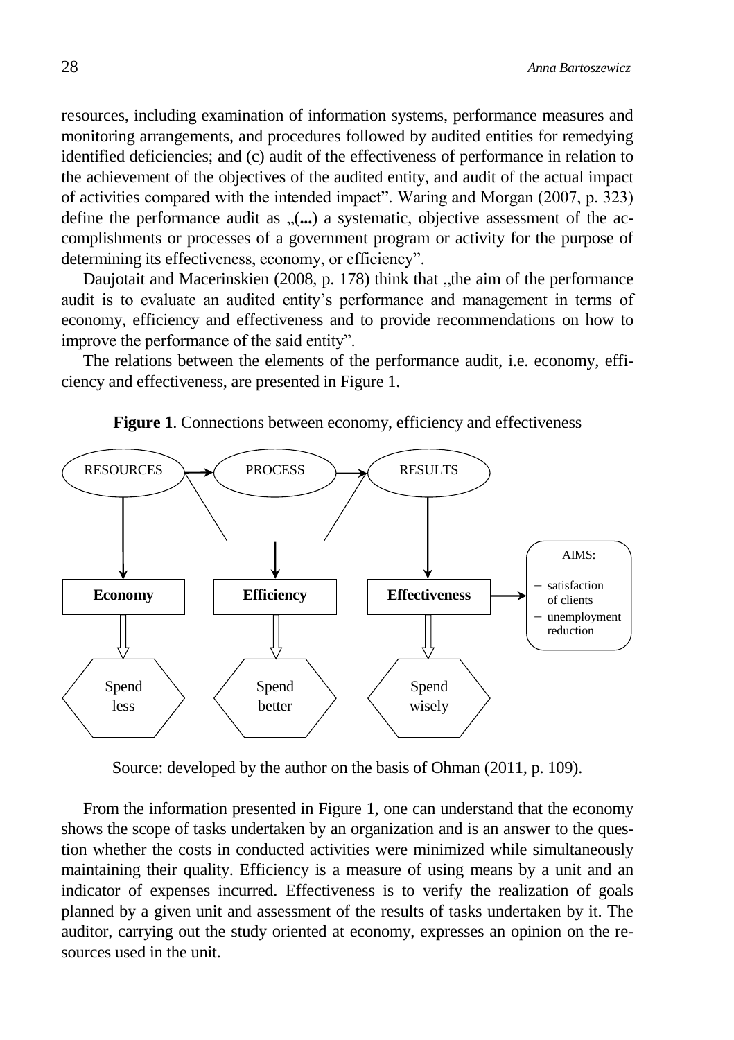resources, including examination of information systems, performance measures and monitoring arrangements, and procedures followed by audited entities for remedying identified deficiencies; and (c) audit of the effectiveness of performance in relation to the achievement of the objectives of the audited entity, and audit of the actual impact of activities compared with the intended impact". Waring and Morgan (2007, p. 323) define the performance audit as „(...) a systematic, objective assessment of the accomplishments or processes of a government program or activity for the purpose of determining its effectiveness, economy, or efficiency".

Daujotait and Macerinskien (2008, p. 178) think that „the aim of the performance audit is to evaluate an audited entity's performance and management in terms of economy, efficiency and effectiveness and to provide recommendations on how to improve the performance of the said entity".

The relations between the elements of the performance audit, i.e. economy, efficiency and effectiveness, are presented in Figure 1.

**Figure 1**. Connections between economy, efficiency and effectiveness

Source: developed by the author on the basis of Ohman (2011, p. 109).

From the information presented in Figure 1, one can understand that the economy shows the scope of tasks undertaken by an organization and is an answer to the question whether the costs in conducted activities were minimized while simultaneously maintaining their quality. Efficiency is a measure of using means by a unit and an indicator of expenses incurred. Effectiveness is to verify the realization of goals planned by a given unit and assessment of the results of tasks undertaken by it. The auditor, carrying out the study oriented at economy, expresses an opinion on the resources used in the unit.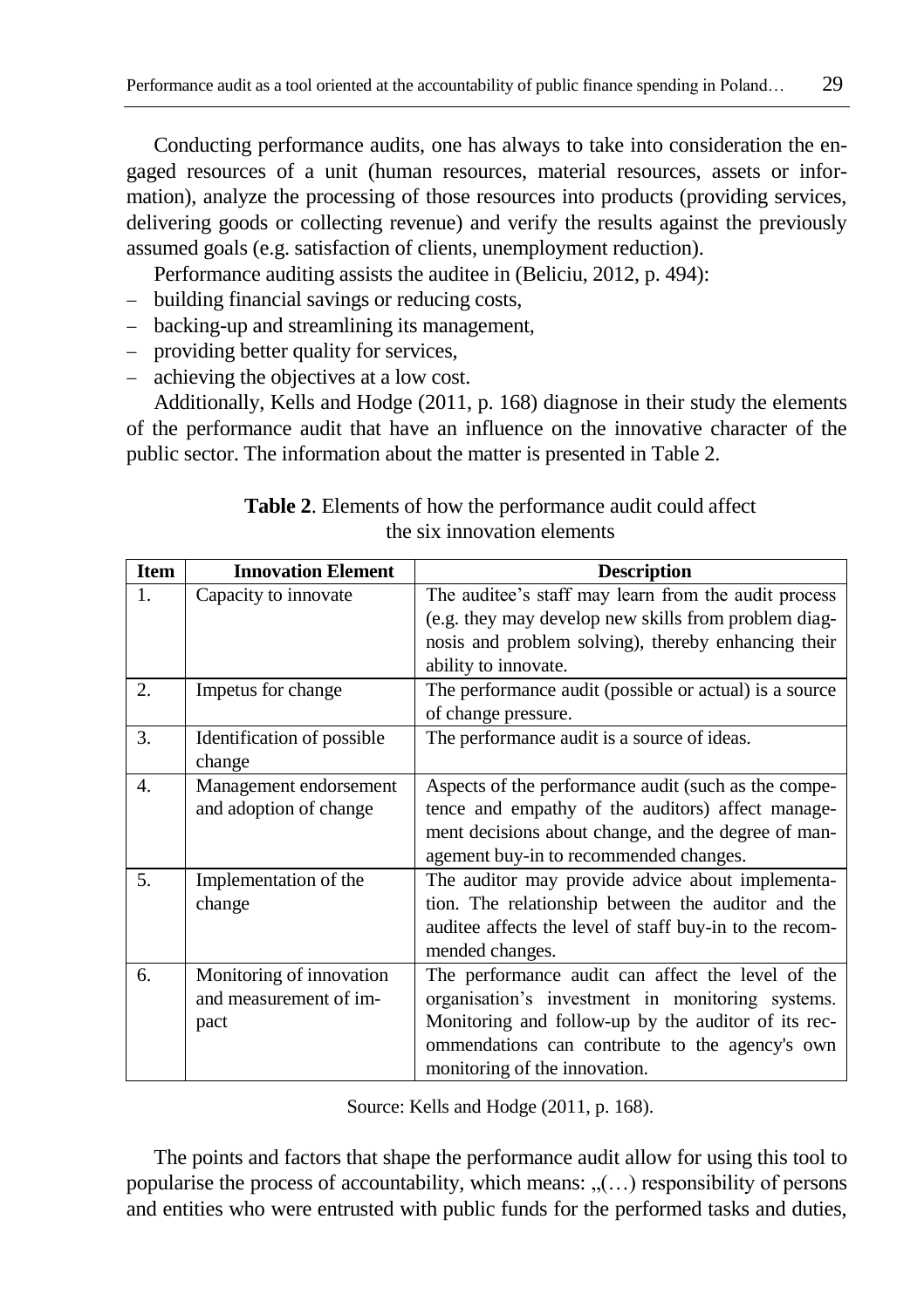Conducting performance audits, one has always to take into consideration the engaged resources of a unit (human resources, material resources, assets or information), analyze the processing of those resources into products (providing services, delivering goods or collecting revenue) and verify the results against the previously assumed goals (e.g. satisfaction of clients, unemployment reduction).

Performance auditing assists the auditee in (Beliciu, 2012, p. 494):

- building financial savings or reducing costs,
- backing-up and streamlining its management,
- providing better quality for services,
- achieving the objectives at a low cost.

Additionally, Kells and Hodge (2011, p. 168) diagnose in their study the elements of the performance audit that have an influence on the innovative character of the public sector. The information about the matter is presented in Table 2.

**Table 2**. Elements of how the performance audit could affect the six innovation elements

| Item | Innovation Element | Description |
|---|---|---|
| 1. | Capacity to innovate | The auditee's staff may learn from the audit process (e.g. they may develop new skills from problem diagnosis and problem solving), thereby enhancing their ability to innovate. |
| 2. | Impetus for change | The performance audit (possible or actual) is a source of change pressure. |
| 3. | Identification of possible change | The performance audit is a source of ideas. |
| 4. | Management endorsement and adoption of change | Aspects of the performance audit (such as the competence and empathy of the auditors) affect management decisions about change, and the degree of management buy-in to recommended changes. |
| 5. | Implementation of the change | The auditor may provide advice about implementation. The relationship between the auditor and the auditee affects the level of staff buy-in to the recommended changes. |
| 6. | Monitoring of innovation and measurement of impact | The performance audit can affect the level of the organisation's investment in monitoring systems. Monitoring and follow-up by the auditor of its recommendations can contribute to the agency's own monitoring of the innovation. |

Source: Kells and Hodge (2011, p. 168).

The points and factors that shape the performance audit allow for using this tool to popularise the process of accountability, which means: „(…) responsibility of persons and entities who were entrusted with public funds for the performed tasks and duties,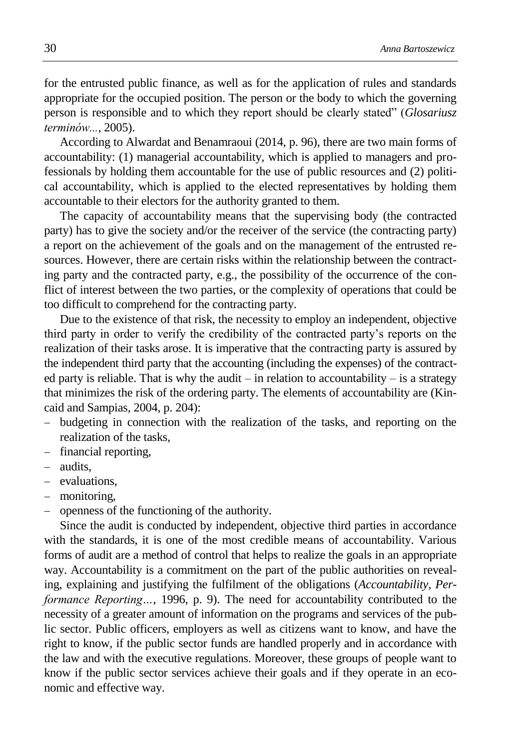for the entrusted public finance, as well as for the application of rules and standards appropriate for the occupied position. The person or the body to which the governing person is responsible and to which they report should be clearly stated" (*Glosariusz terminów...*, 2005).

According to Alwardat and Benamraoui (2014, p. 96), there are two main forms of accountability: (1) managerial accountability, which is applied to managers and professionals by holding them accountable for the use of public resources and (2) political accountability, which is applied to the elected representatives by holding them accountable to their electors for the authority granted to them.

The capacity of accountability means that the supervising body (the contracted party) has to give the society and/or the receiver of the service (the contracting party) a report on the achievement of the goals and on the management of the entrusted resources. However, there are certain risks within the relationship between the contracting party and the contracted party, e.g., the possibility of the occurrence of the conflict of interest between the two parties, or the complexity of operations that could be too difficult to comprehend for the contracting party.

Due to the existence of that risk, the necessity to employ an independent, objective third party in order to verify the credibility of the contracted party's reports on the realization of their tasks arose. It is imperative that the contracting party is assured by the independent third party that the accounting (including the expenses) of the contracted party is reliable. That is why the audit – in relation to accountability – is a strategy that minimizes the risk of the ordering party. The elements of accountability are (Kincaid and Sampias, 2004, p. 204):

- budgeting in connection with the realization of the tasks, and reporting on the realization of the tasks,
- financial reporting,
- audits,
- evaluations,
- monitoring,
- openness of the functioning of the authority.

Since the audit is conducted by independent, objective third parties in accordance with the standards, it is one of the most credible means of accountability. Various forms of audit are a method of control that helps to realize the goals in an appropriate way. Accountability is a commitment on the part of the public authorities on revealing, explaining and justifying the fulfilment of the obligations (*Accountability, Performance Reporting…*, 1996, p. 9). The need for accountability contributed to the necessity of a greater amount of information on the programs and services of the public sector. Public officers, employers as well as citizens want to know, and have the right to know, if the public sector funds are handled properly and in accordance with the law and with the executive regulations. Moreover, these groups of people want to know if the public sector services achieve their goals and if they operate in an economic and effective way.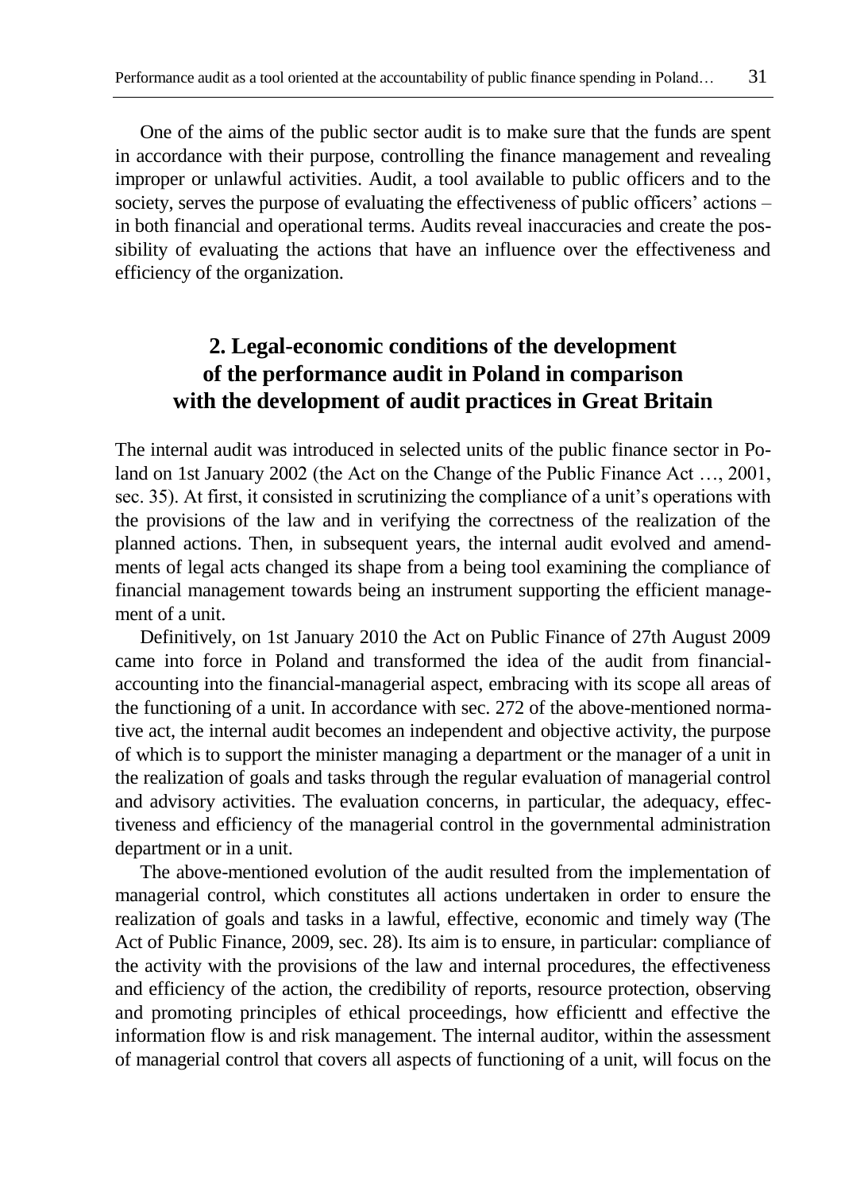One of the aims of the public sector audit is to make sure that the funds are spent in accordance with their purpose, controlling the finance management and revealing improper or unlawful activities. Audit, a tool available to public officers and to the society, serves the purpose of evaluating the effectiveness of public officers' actions – in both financial and operational terms. Audits reveal inaccuracies and create the possibility of evaluating the actions that have an influence over the effectiveness and efficiency of the organization.

## 2. Legal-economic conditions of the development of the performance audit in Poland in comparison with the development of audit practices in Great Britain

The internal audit was introduced in selected units of the public finance sector in Poland on 1st January 2002 (the Act on the Change of the Public Finance Act …, 2001, sec. 35). At first, it consisted in scrutinizing the compliance of a unit's operations with the provisions of the law and in verifying the correctness of the realization of the planned actions. Then, in subsequent years, the internal audit evolved and amendments of legal acts changed its shape from a being tool examining the compliance of financial management towards being an instrument supporting the efficient management of a unit.

Definitively, on 1st January 2010 the Act on Public Finance of 27th August 2009 came into force in Poland and transformed the idea of the audit from financial-accounting into the financial-managerial aspect, embracing with its scope all areas of the functioning of a unit. In accordance with sec. 272 of the above-mentioned normative act, the internal audit becomes an independent and objective activity, the purpose of which is to support the minister managing a department or the manager of a unit in the realization of goals and tasks through the regular evaluation of managerial control and advisory activities. The evaluation concerns, in particular, the adequacy, effectiveness and efficiency of the managerial control in the governmental administration department or in a unit.

The above-mentioned evolution of the audit resulted from the implementation of managerial control, which constitutes all actions undertaken in order to ensure the realization of goals and tasks in a lawful, effective, economic and timely way (The Act of Public Finance, 2009, sec. 28). Its aim is to ensure, in particular: compliance of the activity with the provisions of the law and internal procedures, the effectiveness and efficiency of the action, the credibility of reports, resource protection, observing and promoting principles of ethical proceedings, how efficientt and effective the information flow is and risk management. The internal auditor, within the assessment of managerial control that covers all aspects of functioning of a unit, will focus on the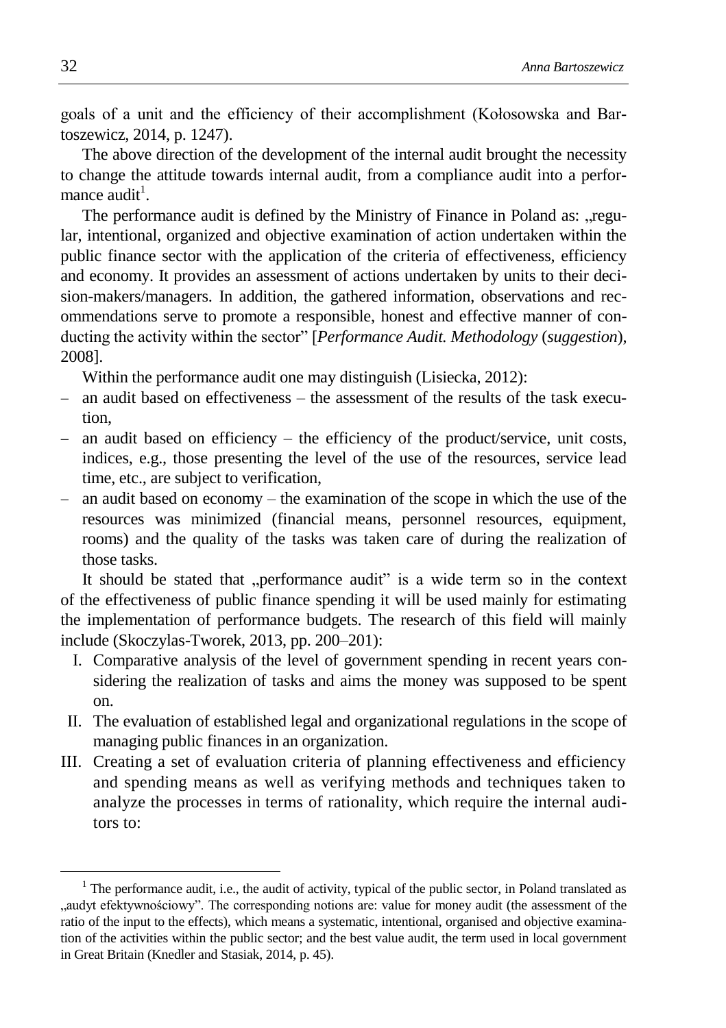goals of a unit and the efficiency of their accomplishment (Kołosowska and Bartoszewicz, 2014, p. 1247).

The above direction of the development of the internal audit brought the necessity to change the attitude towards internal audit, from a compliance audit into a performance audit[1].

The performance audit is defined by the Ministry of Finance in Poland as: „regular, intentional, organized and objective examination of action undertaken within the public finance sector with the application of the criteria of effectiveness, efficiency and economy. It provides an assessment of actions undertaken by units to their decision-makers/managers. In addition, the gathered information, observations and recommendations serve to promote a responsible, honest and effective manner of conducting the activity within the sector" [*Performance Audit. Methodology* (*suggestion*), 2008].

Within the performance audit one may distinguish (Lisiecka, 2012):

- an audit based on effectiveness – the assessment of the results of the task execution,
- an audit based on efficiency – the efficiency of the product/service, unit costs, indices, e.g., those presenting the level of the use of the resources, service lead time, etc., are subject to verification,
- an audit based on economy – the examination of the scope in which the use of the resources was minimized (financial means, personnel resources, equipment, rooms) and the quality of the tasks was taken care of during the realization of those tasks.

It should be stated that „performance audit" is a wide term so in the context of the effectiveness of public finance spending it will be used mainly for estimating the implementation of performance budgets. The research of this field will mainly include (Skoczylas-Tworek, 2013, pp. 200–201):

I. Comparative analysis of the level of government spending in recent years considering the realization of tasks and aims the money was supposed to be spent on.
II. The evaluation of established legal and organizational regulations in the scope of managing public finances in an organization.
III. Creating a set of evaluation criteria of planning effectiveness and efficiency and spending means as well as verifying methods and techniques taken to analyze the processes in terms of rationality, which require the internal auditors to:

---

[1] The performance audit, i.e., the audit of activity, typical of the public sector, in Poland translated as „audyt efektywnościowy". The corresponding notions are: value for money audit (the assessment of the ratio of the input to the effects), which means a systematic, intentional, organised and objective examination of the activities within the public sector; and the best value audit, the term used in local government in Great Britain (Knedler and Stasiak, 2014, p. 45).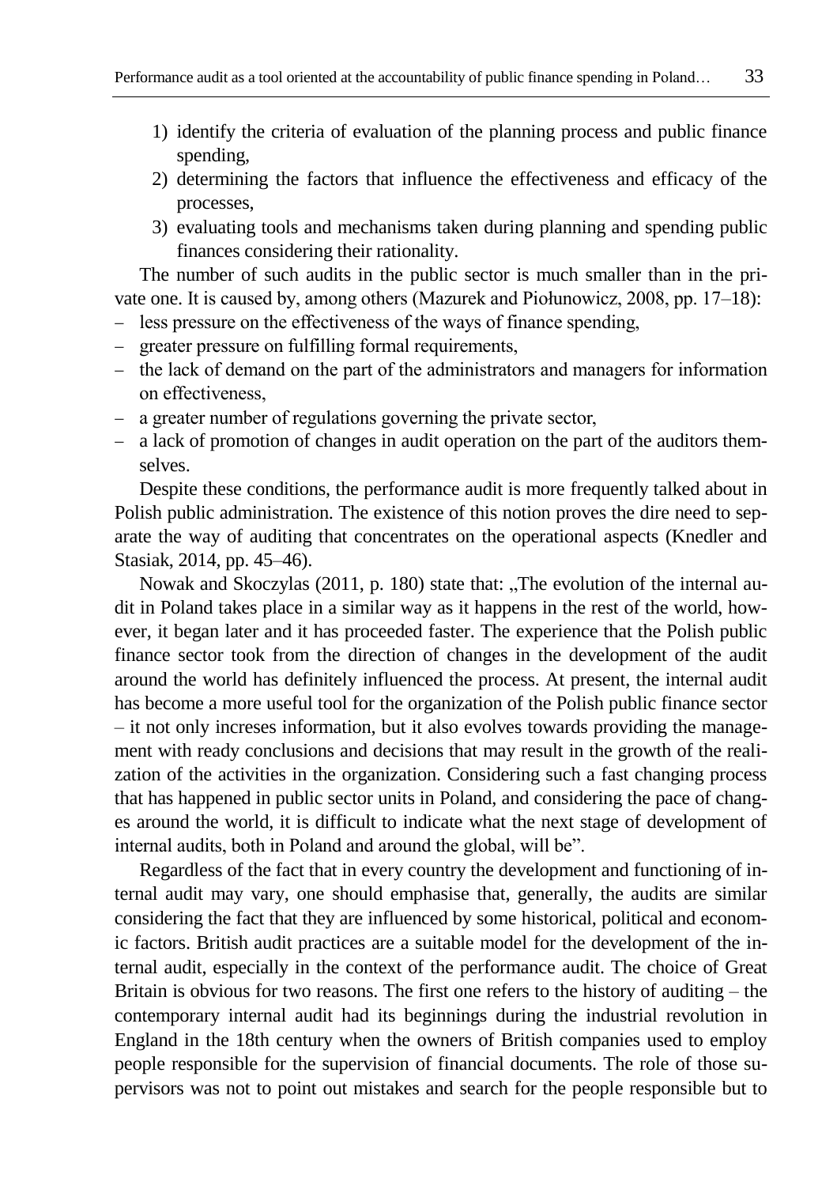1) identify the criteria of evaluation of the planning process and public finance spending,
2) determining the factors that influence the effectiveness and efficacy of the processes,
3) evaluating tools and mechanisms taken during planning and spending public finances considering their rationality.

The number of such audits in the public sector is much smaller than in the private one. It is caused by, among others (Mazurek and Piołunowicz, 2008, pp. 17–18):

- less pressure on the effectiveness of the ways of finance spending,
- greater pressure on fulfilling formal requirements,
- the lack of demand on the part of the administrators and managers for information on effectiveness,
- a greater number of regulations governing the private sector,
- a lack of promotion of changes in audit operation on the part of the auditors themselves.

Despite these conditions, the performance audit is more frequently talked about in Polish public administration. The existence of this notion proves the dire need to separate the way of auditing that concentrates on the operational aspects (Knedler and Stasiak, 2014, pp. 45–46).

Nowak and Skoczylas (2011, p. 180) state that: „The evolution of the internal audit in Poland takes place in a similar way as it happens in the rest of the world, however, it began later and it has proceeded faster. The experience that the Polish public finance sector took from the direction of changes in the development of the audit around the world has definitely influenced the process. At present, the internal audit has become a more useful tool for the organization of the Polish public finance sector – it not only increses information, but it also evolves towards providing the management with ready conclusions and decisions that may result in the growth of the realization of the activities in the organization. Considering such a fast changing process that has happened in public sector units in Poland, and considering the pace of changes around the world, it is difficult to indicate what the next stage of development of internal audits, both in Poland and around the global, will be".

Regardless of the fact that in every country the development and functioning of internal audit may vary, one should emphasise that, generally, the audits are similar considering the fact that they are influenced by some historical, political and economic factors. British audit practices are a suitable model for the development of the internal audit, especially in the context of the performance audit. The choice of Great Britain is obvious for two reasons. The first one refers to the history of auditing – the contemporary internal audit had its beginnings during the industrial revolution in England in the 18th century when the owners of British companies used to employ people responsible for the supervision of financial documents. The role of those supervisors was not to point out mistakes and search for the people responsible but to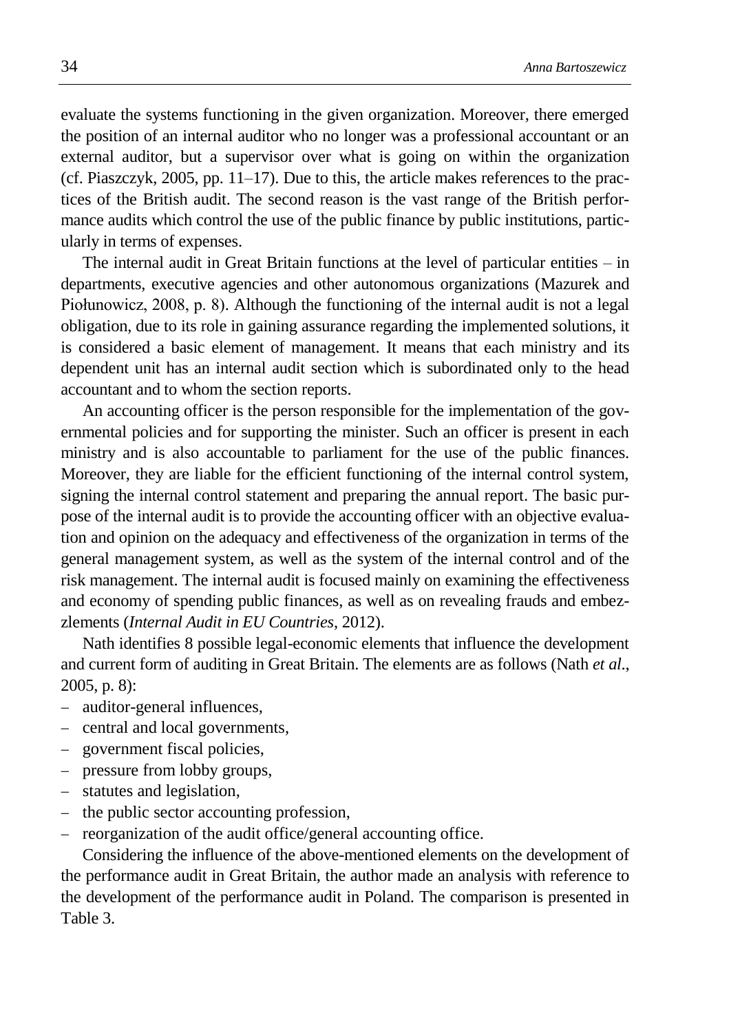evaluate the systems functioning in the given organization. Moreover, there emerged the position of an internal auditor who no longer was a professional accountant or an external auditor, but a supervisor over what is going on within the organization (cf. Piaszczyk, 2005, pp. 11–17). Due to this, the article makes references to the practices of the British audit. The second reason is the vast range of the British performance audits which control the use of the public finance by public institutions, particularly in terms of expenses.

The internal audit in Great Britain functions at the level of particular entities – in departments, executive agencies and other autonomous organizations (Mazurek and Piołunowicz, 2008, p. 8). Although the functioning of the internal audit is not a legal obligation, due to its role in gaining assurance regarding the implemented solutions, it is considered a basic element of management. It means that each ministry and its dependent unit has an internal audit section which is subordinated only to the head accountant and to whom the section reports.

An accounting officer is the person responsible for the implementation of the governmental policies and for supporting the minister. Such an officer is present in each ministry and is also accountable to parliament for the use of the public finances. Moreover, they are liable for the efficient functioning of the internal control system, signing the internal control statement and preparing the annual report. The basic purpose of the internal audit is to provide the accounting officer with an objective evaluation and opinion on the adequacy and effectiveness of the organization in terms of the general management system, as well as the system of the internal control and of the risk management. The internal audit is focused mainly on examining the effectiveness and economy of spending public finances, as well as on revealing frauds and embezzlements (*Internal Audit in EU Countries*, 2012).

Nath identifies 8 possible legal-economic elements that influence the development and current form of auditing in Great Britain. The elements are as follows (Nath *et al*., 2005, p. 8):

- auditor-general influences,
- central and local governments,
- government fiscal policies,
- pressure from lobby groups,
- statutes and legislation,
- the public sector accounting profession,
- reorganization of the audit office/general accounting office.

Considering the influence of the above-mentioned elements on the development of the performance audit in Great Britain, the author made an analysis with reference to the development of the performance audit in Poland. The comparison is presented in Table 3.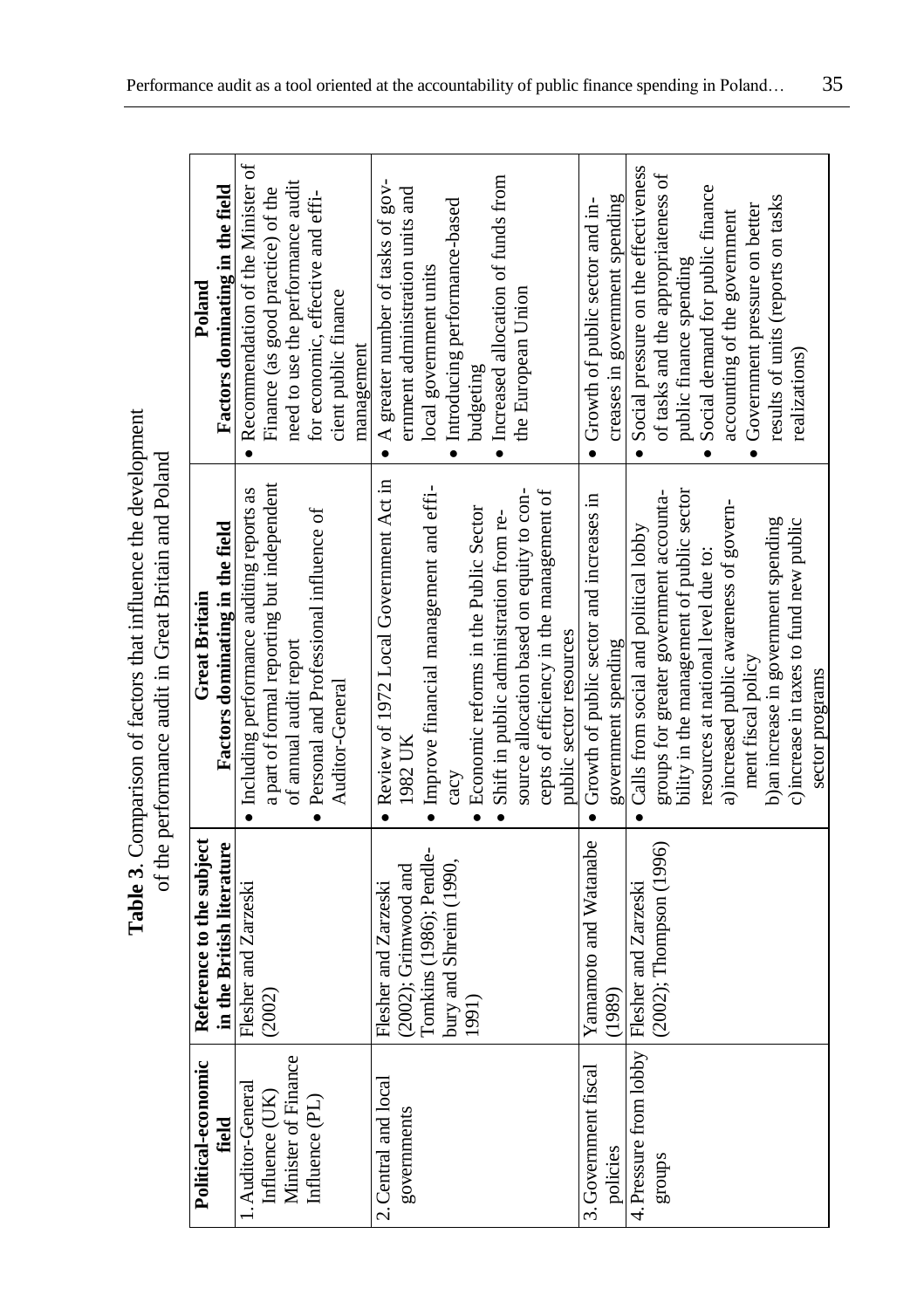**Table 3**. Comparison of factors that influence the development of the performance audit in Great Britain and Poland

| Political-economic field | Reference to the subject in the British literature | Great Britain Factors dominating in the field | Poland Factors dominating in the field |
|---|---|---|---|
| 1. Auditor-General Influence (UK) Minister of Finance Influence (PL) | Flesher and Zarzeski (2002) | • Including performance auditing reports as a part of formal reporting but independent of annual audit report<br>• Personal and Professional influence of Auditor-General | • Recommendation of the Minister of Finance (as good practice) of the need to use the performance audit for economic, effective and efficient public finance management |
| 2. Central and local governments | Flesher and Zarzeski (2002); Grimwood and Tomkins (1986); Pendlebury and Shreim (1990, 1991) | • Review of 1972 Local Government Act in 1982 UK<br>• Improve financial management and efficacy<br>• Economic reforms in the Public Sector<br>• Shift in public administration from resource allocation based on equity to concepts of efficiency in the management of public sector resources | • A greater number of tasks of government administration units and local government units<br>• Introducing performance-based budgeting<br>• Increased allocation of funds from the European Union |
| 3. Government fiscal policies | Yamamoto and Watanabe (1989) | • Growth of public sector and increases in government spending | • Growth of public sector and increases in government spending |
| 4. Pressure from lobby groups | Flesher and Zarzeski (2002); Thompson (1996) | • Calls from social and political lobby groups for greater government accountability in the management of public sector resources at national level due to:<br>a) increased public awareness of government fiscal policy<br>b) an increase in government spending<br>c) increase in taxes to fund new public sector programs | • Social pressure on the effectiveness of tasks and the appropriateness of public finance spending<br>• Social demand for public finance accounting of the government<br>• Government pressure on better results of units (reports on tasks realizations) |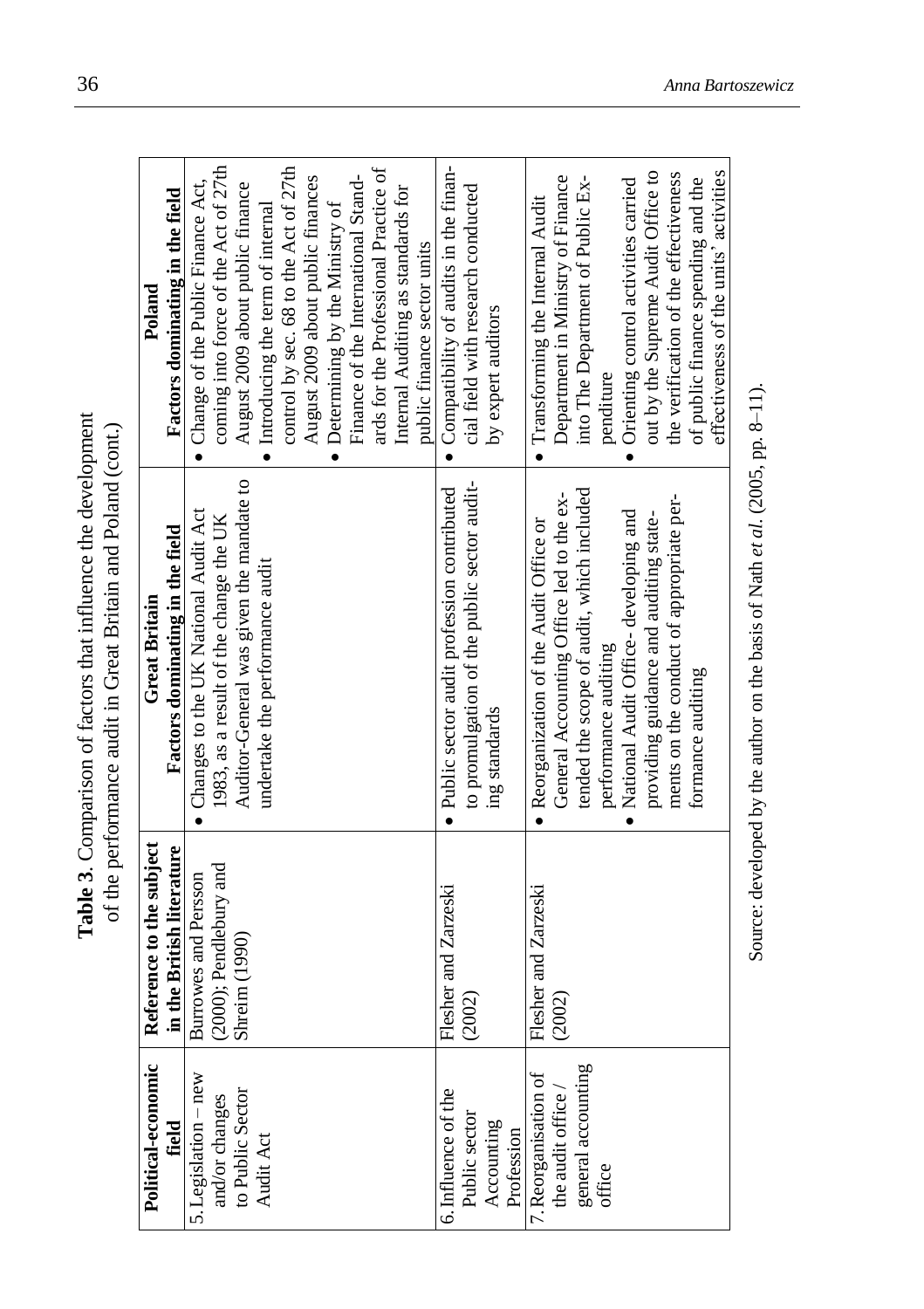**Table 3**. Comparison of factors that influence the development of the performance audit in Great Britain and Poland (cont.)

| Political-economic field | Reference to the subject in the British literature | Great Britain Factors dominating in the field | Poland Factors dominating in the field |
|---|---|---|---|
| 5. Legislation – new and/or changes to Public Sector Audit Act | Burrowes and Persson (2000); Pendlebury and Shreim (1990) | • Changes to the UK National Audit Act 1983, as a result of the change the UK Auditor-General was given the mandate to undertake the performance audit | • Change of the Public Finance Act, coming into force of the Act of 27th August 2009 about public finance<br>• Introducing the term of internal control by sec. 68 to the Act of 27th August 2009 about public finances<br>• Determining by the Ministry of Finance of the International Standards for the Professional Practice of Internal Auditing as standards for public finance sector units |
| 6. Influence of the Public sector Accounting Profession | Flesher and Zarzeski (2002) | • Public sector audit profession contributed to promulgation of the public sector auditing standards | • Compatibility of audits in the financial field with research conducted by expert auditors |
| 7. Reorganisation of the audit office / general accounting office | Flesher and Zarzeski (2002) | • Reorganization of the Audit Office or General Accounting Office led to the extended the scope of audit, which included performance auditing<br>• National Audit Office- developing and providing guidance and auditing statements on the conduct of appropriate performance auditing | • Transforming the Internal Audit Department in Ministry of Finance into The Department of Public Expenditure<br>• Orienting control activities carried out by the Supreme Audit Office to the verification of the effectiveness of public finance spending and the effectiveness of the units' activities |

Source: developed by the author on the basis of Nath *et al*. (2005, pp. 8–11).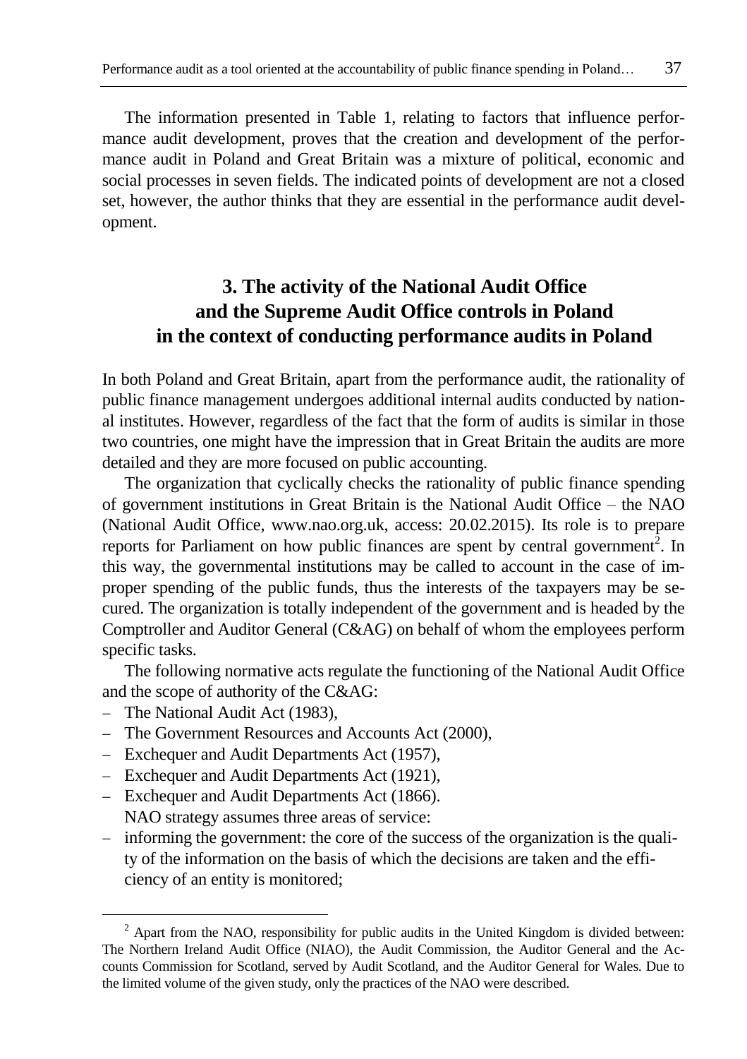The information presented in Table 1, relating to factors that influence performance audit development, proves that the creation and development of the performance audit in Poland and Great Britain was a mixture of political, economic and social processes in seven fields. The indicated points of development are not a closed set, however, the author thinks that they are essential in the performance audit development.

## 3. The activity of the National Audit Office and the Supreme Audit Office controls in Poland in the context of conducting performance audits in Poland

In both Poland and Great Britain, apart from the performance audit, the rationality of public finance management undergoes additional internal audits conducted by national institutes. However, regardless of the fact that the form of audits is similar in those two countries, one might have the impression that in Great Britain the audits are more detailed and they are more focused on public accounting.

The organization that cyclically checks the rationality of public finance spending of government institutions in Great Britain is the National Audit Office – the NAO (National Audit Office, www.nao.org.uk, access: 20.02.2015). Its role is to prepare reports for Parliament on how public finances are spent by central government[2]. In this way, the governmental institutions may be called to account in the case of improper spending of the public funds, thus the interests of the taxpayers may be secured. The organization is totally independent of the government and is headed by the Comptroller and Auditor General (C&AG) on behalf of whom the employees perform specific tasks.

The following normative acts regulate the functioning of the National Audit Office and the scope of authority of the C&AG:

- The National Audit Act (1983),
- The Government Resources and Accounts Act (2000),
- Exchequer and Audit Departments Act (1957),
- Exchequer and Audit Departments Act (1921),
- Exchequer and Audit Departments Act (1866).

NAO strategy assumes three areas of service:

- informing the government: the core of the success of the organization is the quality of the information on the basis of which the decisions are taken and the efficiency of an entity is monitored;

[2] Apart from the NAO, responsibility for public audits in the United Kingdom is divided between: The Northern Ireland Audit Office (NIAO), the Audit Commission, the Auditor General and the Accounts Commission for Scotland, served by Audit Scotland, and the Auditor General for Wales. Due to the limited volume of the given study, only the practices of the NAO were described.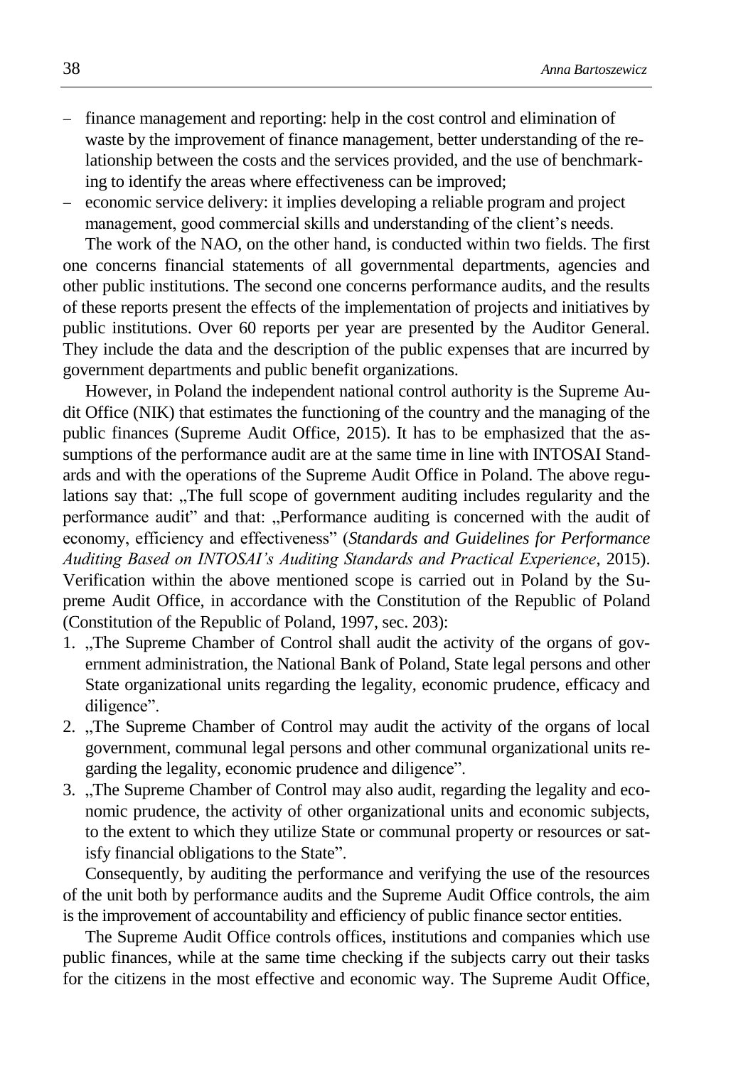- finance management and reporting: help in the cost control and elimination of waste by the improvement of finance management, better understanding of the relationship between the costs and the services provided, and the use of benchmarking to identify the areas where effectiveness can be improved;
- economic service delivery: it implies developing a reliable program and project management, good commercial skills and understanding of the client's needs.

The work of the NAO, on the other hand, is conducted within two fields. The first one concerns financial statements of all governmental departments, agencies and other public institutions. The second one concerns performance audits, and the results of these reports present the effects of the implementation of projects and initiatives by public institutions. Over 60 reports per year are presented by the Auditor General. They include the data and the description of the public expenses that are incurred by government departments and public benefit organizations.

However, in Poland the independent national control authority is the Supreme Audit Office (NIK) that estimates the functioning of the country and the managing of the public finances (Supreme Audit Office, 2015). It has to be emphasized that the assumptions of the performance audit are at the same time in line with INTOSAI Standards and with the operations of the Supreme Audit Office in Poland. The above regulations say that: „The full scope of government auditing includes regularity and the performance audit" and that: „Performance auditing is concerned with the audit of economy, efficiency and effectiveness" (*Standards and Guidelines for Performance Auditing Based on INTOSAI's Auditing Standards and Practical Experience*, 2015). Verification within the above mentioned scope is carried out in Poland by the Supreme Audit Office, in accordance with the Constitution of the Republic of Poland (Constitution of the Republic of Poland, 1997, sec. 203):

1. „The Supreme Chamber of Control shall audit the activity of the organs of government administration, the National Bank of Poland, State legal persons and other State organizational units regarding the legality, economic prudence, efficacy and diligence".
2. „The Supreme Chamber of Control may audit the activity of the organs of local government, communal legal persons and other communal organizational units regarding the legality, economic prudence and diligence".
3. „The Supreme Chamber of Control may also audit, regarding the legality and economic prudence, the activity of other organizational units and economic subjects, to the extent to which they utilize State or communal property or resources or satisfy financial obligations to the State".

Consequently, by auditing the performance and verifying the use of the resources of the unit both by performance audits and the Supreme Audit Office controls, the aim is the improvement of accountability and efficiency of public finance sector entities.

The Supreme Audit Office controls offices, institutions and companies which use public finances, while at the same time checking if the subjects carry out their tasks for the citizens in the most effective and economic way. The Supreme Audit Office,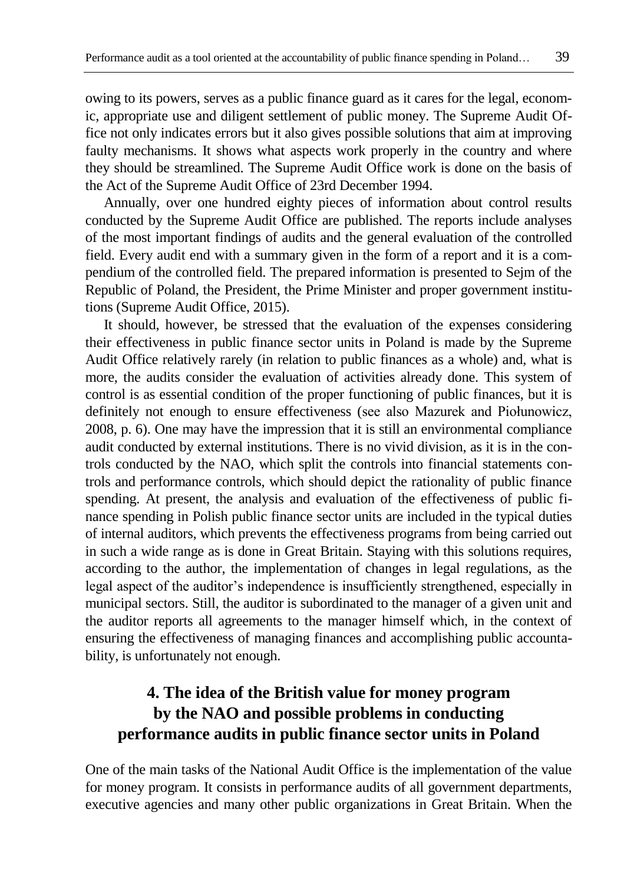owing to its powers, serves as a public finance guard as it cares for the legal, economic, appropriate use and diligent settlement of public money. The Supreme Audit Office not only indicates errors but it also gives possible solutions that aim at improving faulty mechanisms. It shows what aspects work properly in the country and where they should be streamlined. The Supreme Audit Office work is done on the basis of the Act of the Supreme Audit Office of 23rd December 1994.

Annually, over one hundred eighty pieces of information about control results conducted by the Supreme Audit Office are published. The reports include analyses of the most important findings of audits and the general evaluation of the controlled field. Every audit end with a summary given in the form of a report and it is a compendium of the controlled field. The prepared information is presented to Sejm of the Republic of Poland, the President, the Prime Minister and proper government institutions (Supreme Audit Office, 2015).

It should, however, be stressed that the evaluation of the expenses considering their effectiveness in public finance sector units in Poland is made by the Supreme Audit Office relatively rarely (in relation to public finances as a whole) and, what is more, the audits consider the evaluation of activities already done. This system of control is as essential condition of the proper functioning of public finances, but it is definitely not enough to ensure effectiveness (see also Mazurek and Piołunowicz, 2008, p. 6). One may have the impression that it is still an environmental compliance audit conducted by external institutions. There is no vivid division, as it is in the controls conducted by the NAO, which split the controls into financial statements controls and performance controls, which should depict the rationality of public finance spending. At present, the analysis and evaluation of the effectiveness of public finance spending in Polish public finance sector units are included in the typical duties of internal auditors, which prevents the effectiveness programs from being carried out in such a wide range as is done in Great Britain. Staying with this solutions requires, according to the author, the implementation of changes in legal regulations, as the legal aspect of the auditor's independence is insufficiently strengthened, especially in municipal sectors. Still, the auditor is subordinated to the manager of a given unit and the auditor reports all agreements to the manager himself which, in the context of ensuring the effectiveness of managing finances and accomplishing public accountability, is unfortunately not enough.

## 4. The idea of the British value for money program by the NAO and possible problems in conducting performance audits in public finance sector units in Poland

One of the main tasks of the National Audit Office is the implementation of the value for money program. It consists in performance audits of all government departments, executive agencies and many other public organizations in Great Britain. When the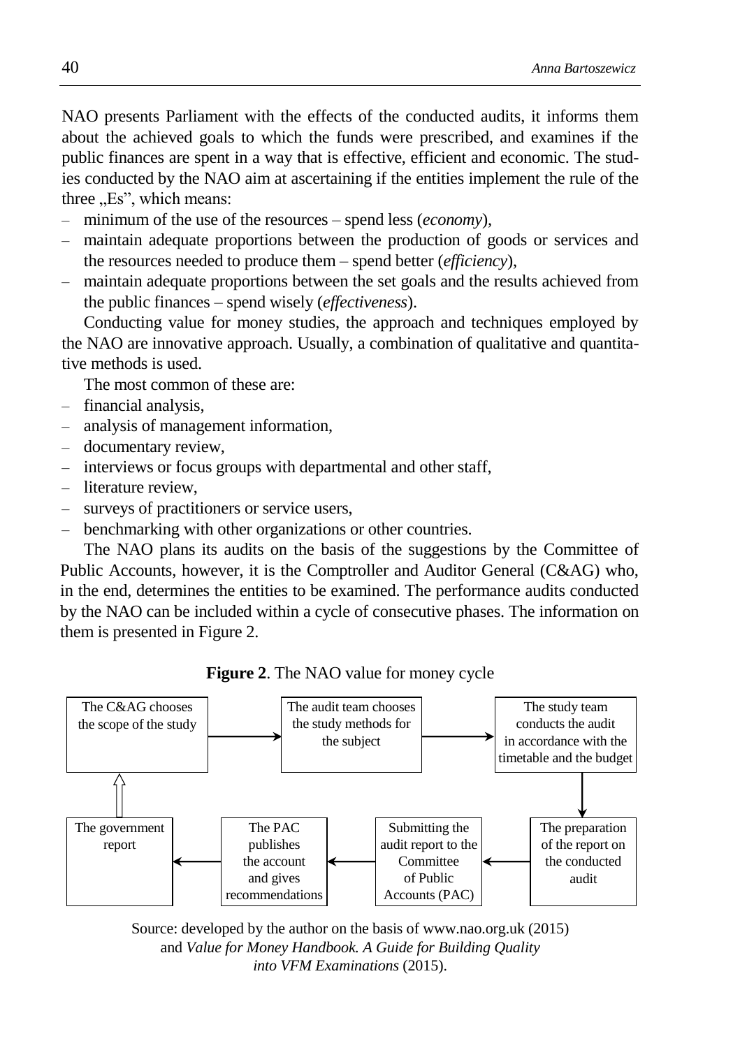NAO presents Parliament with the effects of the conducted audits, it informs them about the achieved goals to which the funds were prescribed, and examines if the public finances are spent in a way that is effective, efficient and economic. The studies conducted by the NAO aim at ascertaining if the entities implement the rule of the three „Es", which means:

- minimum of the use of the resources – spend less (*economy*),
- maintain adequate proportions between the production of goods or services and the resources needed to produce them – spend better (*efficiency*),
- maintain adequate proportions between the set goals and the results achieved from the public finances – spend wisely (*effectiveness*).

Conducting value for money studies, the approach and techniques employed by the NAO are innovative approach. Usually, a combination of qualitative and quantitative methods is used.

The most common of these are:

- financial analysis,
- analysis of management information,
- documentary review,
- interviews or focus groups with departmental and other staff,
- literature review,
- surveys of practitioners or service users,
- benchmarking with other organizations or other countries.

The NAO plans its audits on the basis of the suggestions by the Committee of Public Accounts, however, it is the Comptroller and Auditor General (C&AG) who, in the end, determines the entities to be examined. The performance audits conducted by the NAO can be included within a cycle of consecutive phases. The information on them is presented in Figure 2.

**Figure 2**. The NAO value for money cycle

The C&AG chooses the scope of the study → The audit team chooses the study methods for the subject → The study team conducts the audit in accordance with the timetable and the budget → The preparation of the report on the conducted audit → Submitting the audit report to the Committee of Public Accounts (PAC) → The PAC publishes the account and gives recommendations → The government report → The C&AG chooses the scope of the study

Source: developed by the author on the basis of www.nao.org.uk (2015) and *Value for Money Handbook. A Guide for Building Quality into VFM Examinations* (2015).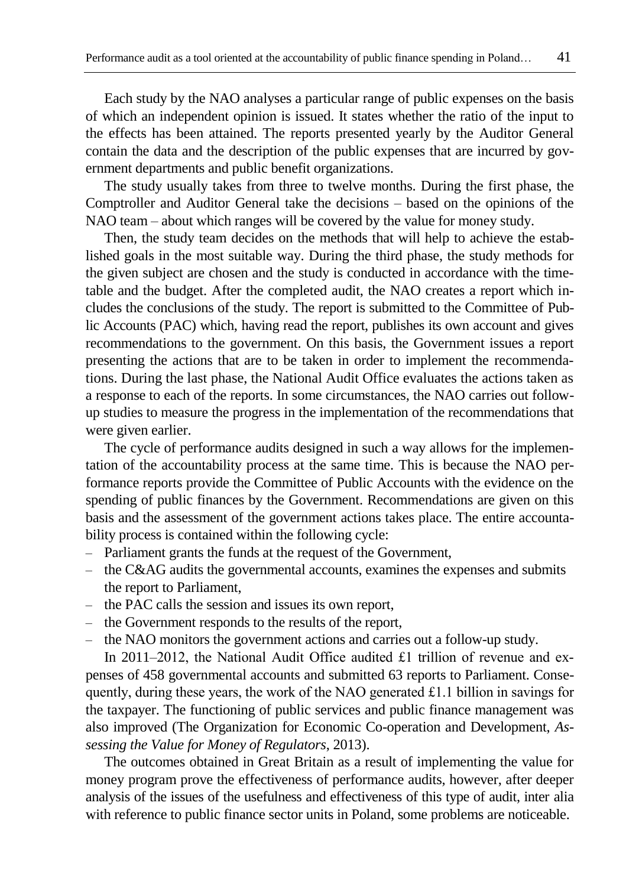Each study by the NAO analyses a particular range of public expenses on the basis of which an independent opinion is issued. It states whether the ratio of the input to the effects has been attained. The reports presented yearly by the Auditor General contain the data and the description of the public expenses that are incurred by government departments and public benefit organizations.

The study usually takes from three to twelve months. During the first phase, the Comptroller and Auditor General take the decisions – based on the opinions of the NAO team – about which ranges will be covered by the value for money study.

Then, the study team decides on the methods that will help to achieve the established goals in the most suitable way. During the third phase, the study methods for the given subject are chosen and the study is conducted in accordance with the timetable and the budget. After the completed audit, the NAO creates a report which includes the conclusions of the study. The report is submitted to the Committee of Public Accounts (PAC) which, having read the report, publishes its own account and gives recommendations to the government. On this basis, the Government issues a report presenting the actions that are to be taken in order to implement the recommendations. During the last phase, the National Audit Office evaluates the actions taken as a response to each of the reports. In some circumstances, the NAO carries out follow-up studies to measure the progress in the implementation of the recommendations that were given earlier.

The cycle of performance audits designed in such a way allows for the implementation of the accountability process at the same time. This is because the NAO performance reports provide the Committee of Public Accounts with the evidence on the spending of public finances by the Government. Recommendations are given on this basis and the assessment of the government actions takes place. The entire accountability process is contained within the following cycle:

- Parliament grants the funds at the request of the Government,
- the C&AG audits the governmental accounts, examines the expenses and submits the report to Parliament,
- the PAC calls the session and issues its own report,
- the Government responds to the results of the report,
- the NAO monitors the government actions and carries out a follow-up study.

In 2011–2012, the National Audit Office audited £1 trillion of revenue and expenses of 458 governmental accounts and submitted 63 reports to Parliament. Consequently, during these years, the work of the NAO generated £1.1 billion in savings for the taxpayer. The functioning of public services and public finance management was also improved (The Organization for Economic Co-operation and Development, *Assessing the Value for Money of Regulators*, 2013).

The outcomes obtained in Great Britain as a result of implementing the value for money program prove the effectiveness of performance audits, however, after deeper analysis of the issues of the usefulness and effectiveness of this type of audit, inter alia with reference to public finance sector units in Poland, some problems are noticeable.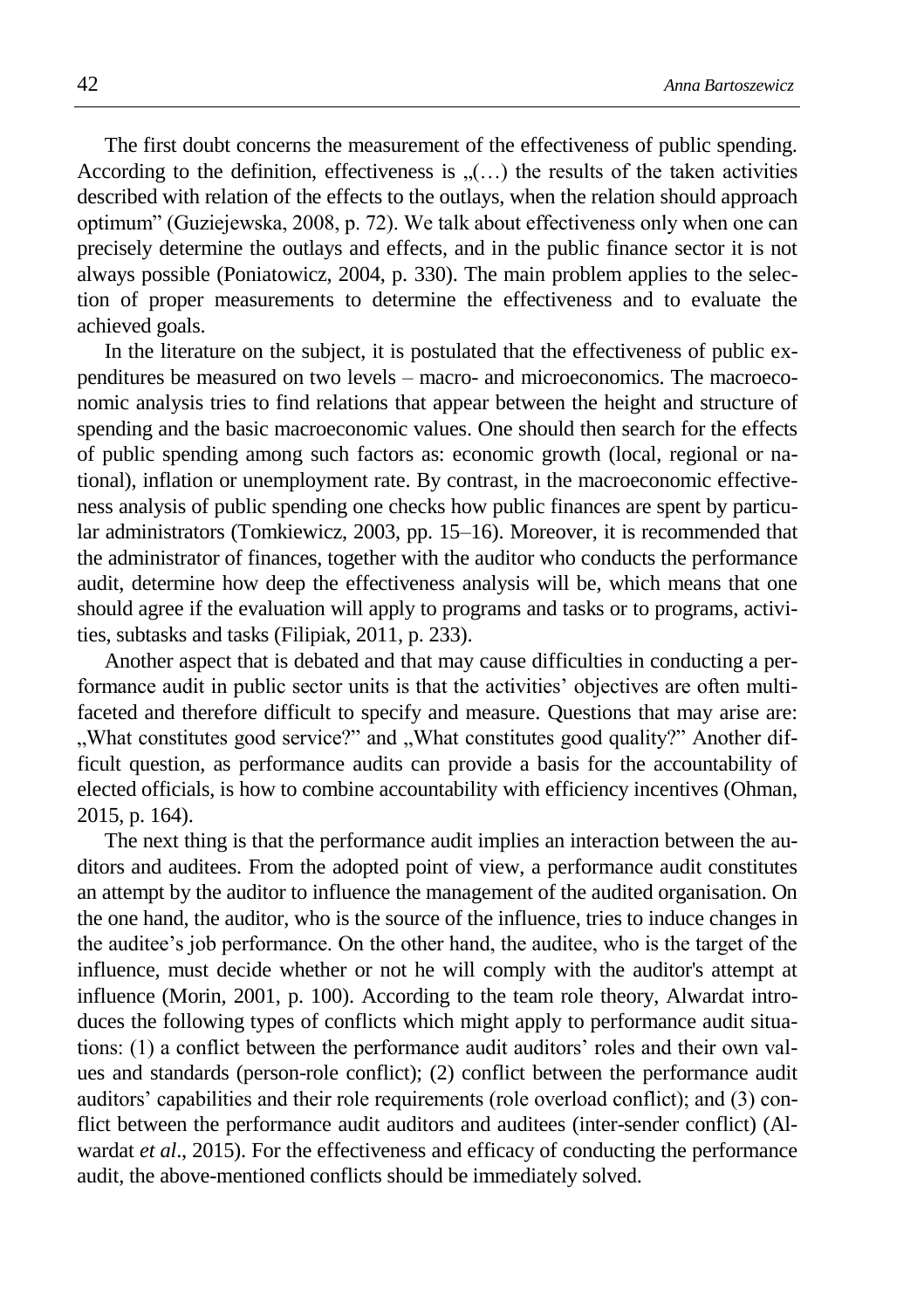The first doubt concerns the measurement of the effectiveness of public spending. According to the definition, effectiveness is „(…) the results of the taken activities described with relation of the effects to the outlays, when the relation should approach optimum" (Guziejewska, 2008, p. 72). We talk about effectiveness only when one can precisely determine the outlays and effects, and in the public finance sector it is not always possible (Poniatowicz, 2004, p. 330). The main problem applies to the selection of proper measurements to determine the effectiveness and to evaluate the achieved goals.

In the literature on the subject, it is postulated that the effectiveness of public expenditures be measured on two levels – macro- and microeconomics. The macroeconomic analysis tries to find relations that appear between the height and structure of spending and the basic macroeconomic values. One should then search for the effects of public spending among such factors as: economic growth (local, regional or national), inflation or unemployment rate. By contrast, in the macroeconomic effectiveness analysis of public spending one checks how public finances are spent by particular administrators (Tomkiewicz, 2003, pp. 15–16). Moreover, it is recommended that the administrator of finances, together with the auditor who conducts the performance audit, determine how deep the effectiveness analysis will be, which means that one should agree if the evaluation will apply to programs and tasks or to programs, activities, subtasks and tasks (Filipiak, 2011, p. 233).

Another aspect that is debated and that may cause difficulties in conducting a performance audit in public sector units is that the activities' objectives are often multifaceted and therefore difficult to specify and measure. Questions that may arise are: „What constitutes good service?" and „What constitutes good quality?" Another difficult question, as performance audits can provide a basis for the accountability of elected officials, is how to combine accountability with efficiency incentives (Ohman, 2015, p. 164).

The next thing is that the performance audit implies an interaction between the auditors and auditees. From the adopted point of view, a performance audit constitutes an attempt by the auditor to influence the management of the audited organisation. On the one hand, the auditor, who is the source of the influence, tries to induce changes in the auditee's job performance. On the other hand, the auditee, who is the target of the influence, must decide whether or not he will comply with the auditor's attempt at influence (Morin, 2001, p. 100). According to the team role theory, Alwardat introduces the following types of conflicts which might apply to performance audit situations: (1) a conflict between the performance audit auditors' roles and their own values and standards (person-role conflict); (2) conflict between the performance audit auditors' capabilities and their role requirements (role overload conflict); and (3) conflict between the performance audit auditors and auditees (inter-sender conflict) (Alwardat *et al*., 2015). For the effectiveness and efficacy of conducting the performance audit, the above-mentioned conflicts should be immediately solved.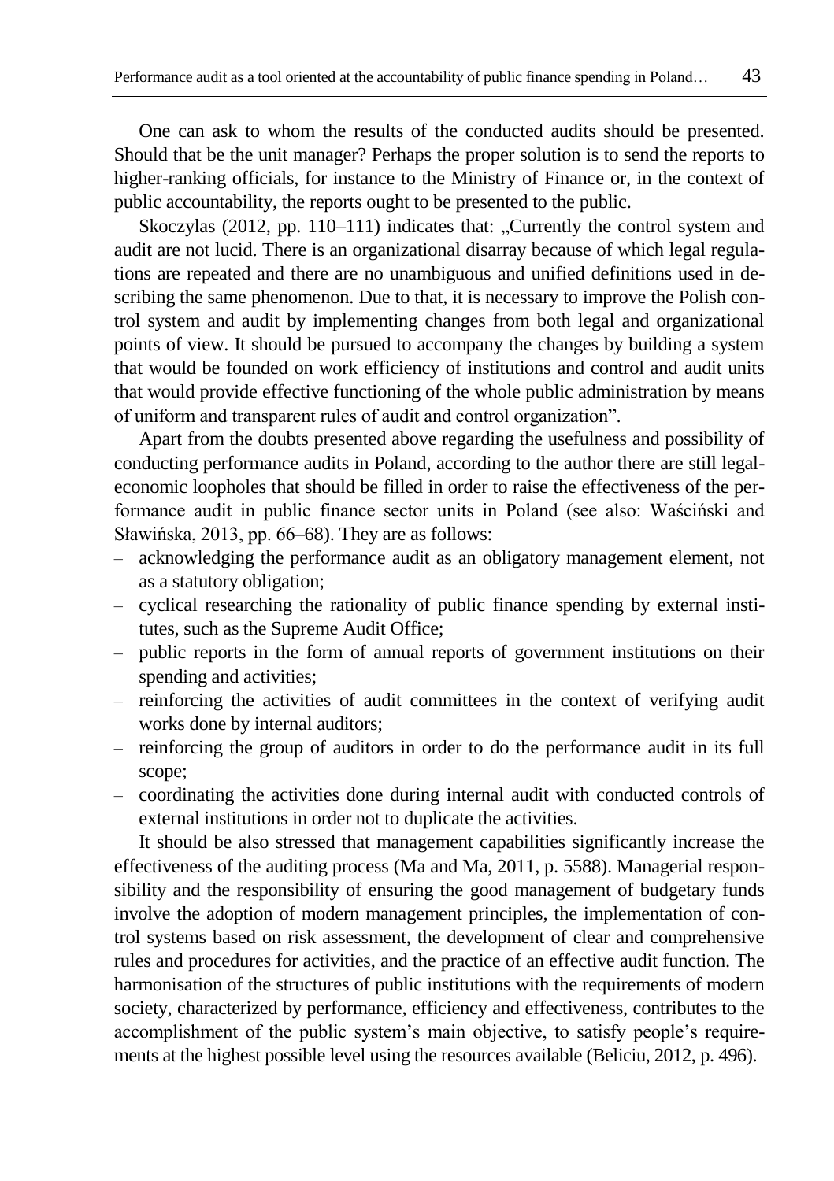One can ask to whom the results of the conducted audits should be presented. Should that be the unit manager? Perhaps the proper solution is to send the reports to higher-ranking officials, for instance to the Ministry of Finance or, in the context of public accountability, the reports ought to be presented to the public.

Skoczylas (2012, pp. 110–111) indicates that: „Currently the control system and audit are not lucid. There is an organizational disarray because of which legal regulations are repeated and there are no unambiguous and unified definitions used in describing the same phenomenon. Due to that, it is necessary to improve the Polish control system and audit by implementing changes from both legal and organizational points of view. It should be pursued to accompany the changes by building a system that would be founded on work efficiency of institutions and control and audit units that would provide effective functioning of the whole public administration by means of uniform and transparent rules of audit and control organization".

Apart from the doubts presented above regarding the usefulness and possibility of conducting performance audits in Poland, according to the author there are still legal-economic loopholes that should be filled in order to raise the effectiveness of the performance audit in public finance sector units in Poland (see also: Waściński and Sławińska, 2013, pp. 66–68). They are as follows:

- acknowledging the performance audit as an obligatory management element, not as a statutory obligation;
- cyclical researching the rationality of public finance spending by external institutes, such as the Supreme Audit Office;
- public reports in the form of annual reports of government institutions on their spending and activities;
- reinforcing the activities of audit committees in the context of verifying audit works done by internal auditors;
- reinforcing the group of auditors in order to do the performance audit in its full scope;
- coordinating the activities done during internal audit with conducted controls of external institutions in order not to duplicate the activities.

It should be also stressed that management capabilities significantly increase the effectiveness of the auditing process (Ma and Ma, 2011, p. 5588). Managerial responsibility and the responsibility of ensuring the good management of budgetary funds involve the adoption of modern management principles, the implementation of control systems based on risk assessment, the development of clear and comprehensive rules and procedures for activities, and the practice of an effective audit function. The harmonisation of the structures of public institutions with the requirements of modern society, characterized by performance, efficiency and effectiveness, contributes to the accomplishment of the public system's main objective, to satisfy people's requirements at the highest possible level using the resources available (Beliciu, 2012, p. 496).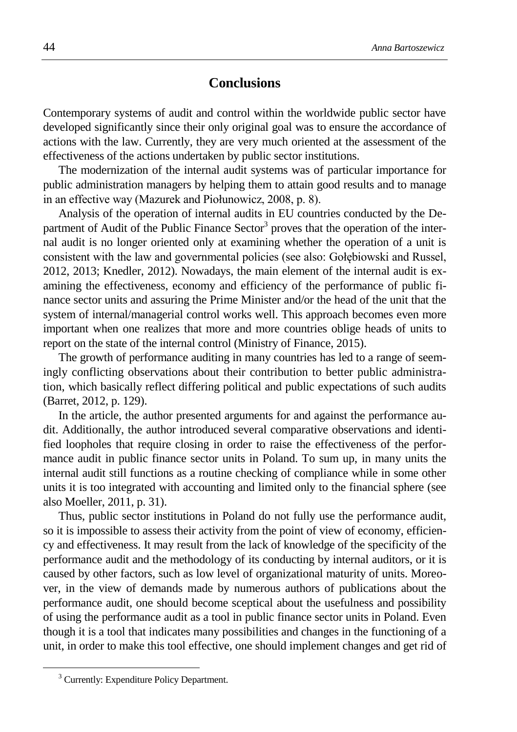## Conclusions

Contemporary systems of audit and control within the worldwide public sector have developed significantly since their only original goal was to ensure the accordance of actions with the law. Currently, they are very much oriented at the assessment of the effectiveness of the actions undertaken by public sector institutions.

The modernization of the internal audit systems was of particular importance for public administration managers by helping them to attain good results and to manage in an effective way (Mazurek and Piołunowicz, 2008, p. 8).

Analysis of the operation of internal audits in EU countries conducted by the Department of Audit of the Public Finance Sector[3] proves that the operation of the internal audit is no longer oriented only at examining whether the operation of a unit is consistent with the law and governmental policies (see also: Gołębiowski and Russel, 2012, 2013; Knedler, 2012). Nowadays, the main element of the internal audit is examining the effectiveness, economy and efficiency of the performance of public finance sector units and assuring the Prime Minister and/or the head of the unit that the system of internal/managerial control works well. This approach becomes even more important when one realizes that more and more countries oblige heads of units to report on the state of the internal control (Ministry of Finance, 2015).

The growth of performance auditing in many countries has led to a range of seemingly conflicting observations about their contribution to better public administration, which basically reflect differing political and public expectations of such audits (Barret, 2012, p. 129).

In the article, the author presented arguments for and against the performance audit. Additionally, the author introduced several comparative observations and identified loopholes that require closing in order to raise the effectiveness of the performance audit in public finance sector units in Poland. To sum up, in many units the internal audit still functions as a routine checking of compliance while in some other units it is too integrated with accounting and limited only to the financial sphere (see also Moeller, 2011, p. 31).

Thus, public sector institutions in Poland do not fully use the performance audit, so it is impossible to assess their activity from the point of view of economy, efficiency and effectiveness. It may result from the lack of knowledge of the specificity of the performance audit and the methodology of its conducting by internal auditors, or it is caused by other factors, such as low level of organizational maturity of units. Moreover, in the view of demands made by numerous authors of publications about the performance audit, one should become sceptical about the usefulness and possibility of using the performance audit as a tool in public finance sector units in Poland. Even though it is a tool that indicates many possibilities and changes in the functioning of a unit, in order to make this tool effective, one should implement changes and get rid of

[3] Currently: Expenditure Policy Department.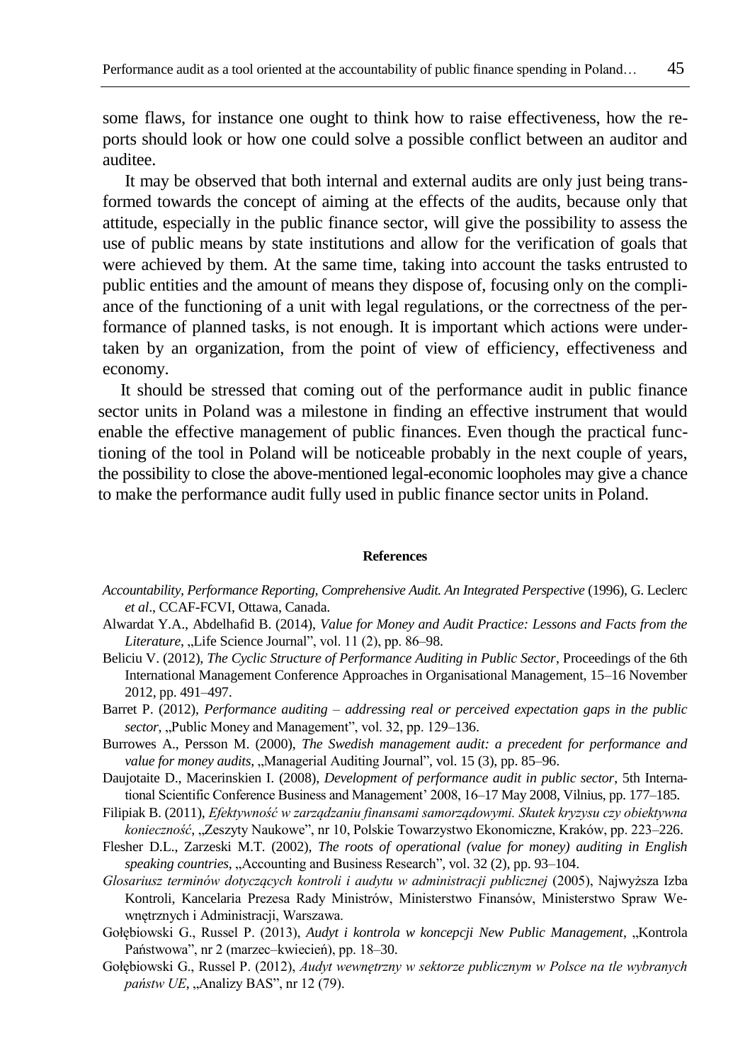some flaws, for instance one ought to think how to raise effectiveness, how the reports should look or how one could solve a possible conflict between an auditor and auditee.

It may be observed that both internal and external audits are only just being transformed towards the concept of aiming at the effects of the audits, because only that attitude, especially in the public finance sector, will give the possibility to assess the use of public means by state institutions and allow for the verification of goals that were achieved by them. At the same time, taking into account the tasks entrusted to public entities and the amount of means they dispose of, focusing only on the compliance of the functioning of a unit with legal regulations, or the correctness of the performance of planned tasks, is not enough. It is important which actions were undertaken by an organization, from the point of view of efficiency, effectiveness and economy.

It should be stressed that coming out of the performance audit in public finance sector units in Poland was a milestone in finding an effective instrument that would enable the effective management of public finances. Even though the practical functioning of the tool in Poland will be noticeable probably in the next couple of years, the possibility to close the above-mentioned legal-economic loopholes may give a chance to make the performance audit fully used in public finance sector units in Poland.

**References**

*Accountability, Performance Reporting, Comprehensive Audit. An Integrated Perspective* (1996), G. Leclerc *et al*., CCAF-FCVI, Ottawa, Canada.

Alwardat Y.A., Abdelhafid B. (2014), *Value for Money and Audit Practice: Lessons and Facts from the Literature*, „Life Science Journal", vol. 11 (2), pp. 86–98.

Beliciu V. (2012), *The Cyclic Structure of Performance Auditing in Public Sector*, Proceedings of the 6th International Management Conference Approaches in Organisational Management, 15–16 November 2012, pp. 491–497.

Barret P. (2012), *Performance auditing – addressing real or perceived expectation gaps in the public sector*, „Public Money and Management", vol. 32, pp. 129–136.

Burrowes A., Persson M. (2000), *The Swedish management audit: a precedent for performance and value for money audits*, „Managerial Auditing Journal", vol. 15 (3), pp. 85–96.

Daujotaite D., Macerinskien I. (2008), *Development of performance audit in public sector*, 5th International Scientific Conference Business and Management' 2008, 16–17 May 2008, Vilnius, pp. 177–185.

Filipiak B. (2011), *Efektywność w zarządzaniu finansami samorządowymi. Skutek kryzysu czy obiektywna konieczność*, „Zeszyty Naukowe", nr 10, Polskie Towarzystwo Ekonomiczne, Kraków, pp. 223–226.

Flesher D.L., Zarzeski M.T. (2002), *The roots of operational (value for money) auditing in English speaking countries*, „Accounting and Business Research", vol. 32 (2), pp. 93–104.

*Glosariusz terminów dotyczących kontroli i audytu w administracji publicznej* (2005), Najwyższa Izba Kontroli, Kancelaria Prezesa Rady Ministrów, Ministerstwo Finansów, Ministerstwo Spraw Wewnętrznych i Administracji, Warszawa.

Gołębiowski G., Russel P. (2013), *Audyt i kontrola w koncepcji New Public Management*, „Kontrola Państwowa", nr 2 (marzec–kwiecień), pp. 18–30.

Gołębiowski G., Russel P. (2012), *Audyt wewnętrzny w sektorze publicznym w Polsce na tle wybranych państw UE*, „Analizy BAS", nr 12 (79).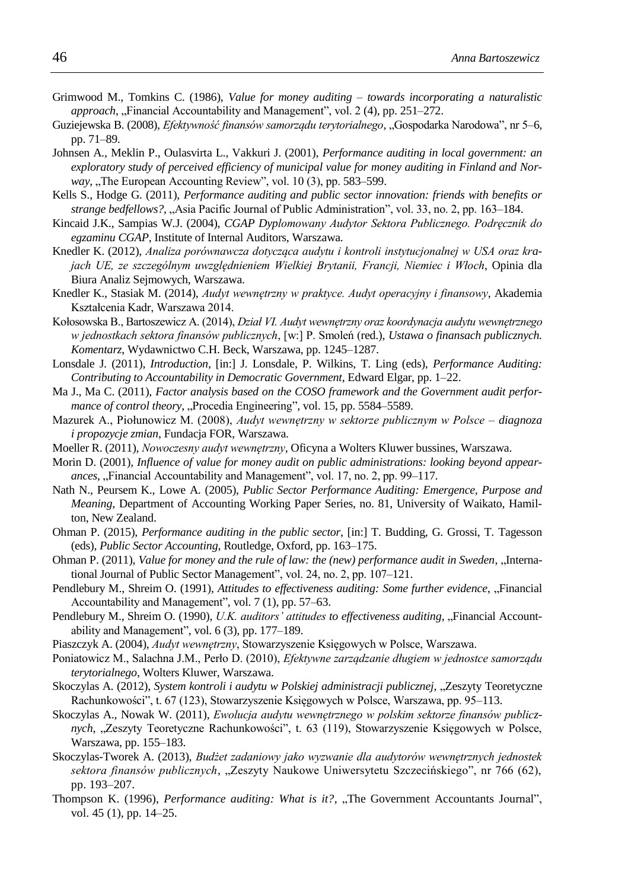Grimwood M., Tomkins C. (1986), *Value for money auditing – towards incorporating a naturalistic approach*, „Financial Accountability and Management", vol. 2 (4), pp. 251–272.

Guziejewska B. (2008), *Efektywność finansów samorządu terytorialnego*, „Gospodarka Narodowa", nr 5–6, pp. 71–89.

Johnsen A., Meklin P., Oulasvirta L., Vakkuri J. (2001), *Performance auditing in local government: an exploratory study of perceived efficiency of municipal value for money auditing in Finland and Norway*, „The European Accounting Review", vol. 10 (3), pp. 583–599.

Kells S., Hodge G. (2011), *Performance auditing and public sector innovation: friends with benefits or strange bedfellows?*, „Asia Pacific Journal of Public Administration", vol. 33, no. 2, pp. 163–184.

Kincaid J.K., Sampias W.J. (2004), *CGAP Dyplomowany Audytor Sektora Publicznego. Podręcznik do egzaminu CGAP*, Institute of Internal Auditors, Warszawa.

Knedler K. (2012), *Analiza porównawcza dotycząca audytu i kontroli instytucjonalnej w USA oraz krajach UE, ze szczególnym uwzględnieniem Wielkiej Brytanii, Francji, Niemiec i Włoch*, Opinia dla Biura Analiz Sejmowych, Warszawa.

Knedler K., Stasiak M. (2014), *Audyt wewnętrzny w praktyce. Audyt operacyjny i finansowy*, Akademia Kształcenia Kadr, Warszawa 2014.

Kołosowska B., Bartoszewicz A. (2014), *Dział VI. Audyt wewnętrzny oraz koordynacja audytu wewnętrznego w jednostkach sektora finansów publicznych*, [w:] P. Smoleń (red.), *Ustawa o finansach publicznych. Komentarz*, Wydawnictwo C.H. Beck, Warszawa, pp. 1245–1287.

Lonsdale J. (2011), *Introduction*, [in:] J. Lonsdale, P. Wilkins, T. Ling (eds), *Performance Auditing: Contributing to Accountability in Democratic Government*, Edward Elgar, pp. 1–22.

Ma J., Ma C. (2011), *Factor analysis based on the COSO framework and the Government audit performance of control theory*, „Procedia Engineering", vol. 15, pp. 5584–5589.

Mazurek A., Piołunowicz M. (2008), *Audyt wewnętrzny w sektorze publicznym w Polsce – diagnoza i propozycje zmian*, Fundacja FOR, Warszawa.

Moeller R. (2011), *Nowoczesny audyt wewnętrzny*, Oficyna a Wolters Kluwer bussines, Warszawa.

Morin D. (2001), *Influence of value for money audit on public administrations: looking beyond appearances*, „Financial Accountability and Management", vol. 17, no. 2, pp. 99–117.

Nath N., Peursem K., Lowe A. (2005), *Public Sector Performance Auditing: Emergence, Purpose and Meaning*, Department of Accounting Working Paper Series, no. 81, University of Waikato, Hamilton, New Zealand.

Ohman P. (2015), *Performance auditing in the public sector*, [in:] T. Budding, G. Grossi, T. Tagesson (eds), *Public Sector Accounting*, Routledge, Oxford, pp. 163–175.

Ohman P. (2011), *Value for money and the rule of law: the (new) performance audit in Sweden*, „International Journal of Public Sector Management", vol. 24, no. 2, pp. 107–121.

Pendlebury M., Shreim O. (1991), *Attitudes to effectiveness auditing: Some further evidence*, „Financial Accountability and Management", vol. 7 (1), pp. 57–63.

Pendlebury M., Shreim O. (1990), *U.K. auditors' attitudes to effectiveness auditing*, „Financial Accountability and Management", vol. 6 (3), pp. 177–189.

Piaszczyk A. (2004), *Audyt wewnętrzny*, Stowarzyszenie Księgowych w Polsce, Warszawa.

Poniatowicz M., Salachna J.M., Perło D. (2010), *Efektywne zarządzanie długiem w jednostce samorządu terytorialnego*, Wolters Kluwer, Warszawa.

Skoczylas A. (2012), *System kontroli i audytu w Polskiej administracji publicznej*, „Zeszyty Teoretyczne Rachunkowości", t. 67 (123), Stowarzyszenie Księgowych w Polsce, Warszawa, pp. 95–113.

Skoczylas A., Nowak W. (2011), *Ewolucja audytu wewnętrznego w polskim sektorze finansów publicznych*, „Zeszyty Teoretyczne Rachunkowości", t. 63 (119), Stowarzyszenie Księgowych w Polsce, Warszawa, pp. 155–183.

Skoczylas-Tworek A. (2013), *Budżet zadaniowy jako wyzwanie dla audytorów wewnętrznych jednostek sektora finansów publicznych*, „Zeszyty Naukowe Uniwersytetu Szczecińskiego", nr 766 (62), pp. 193–207.

Thompson K. (1996), *Performance auditing: What is it?*, „The Government Accountants Journal", vol. 45 (1), pp. 14–25.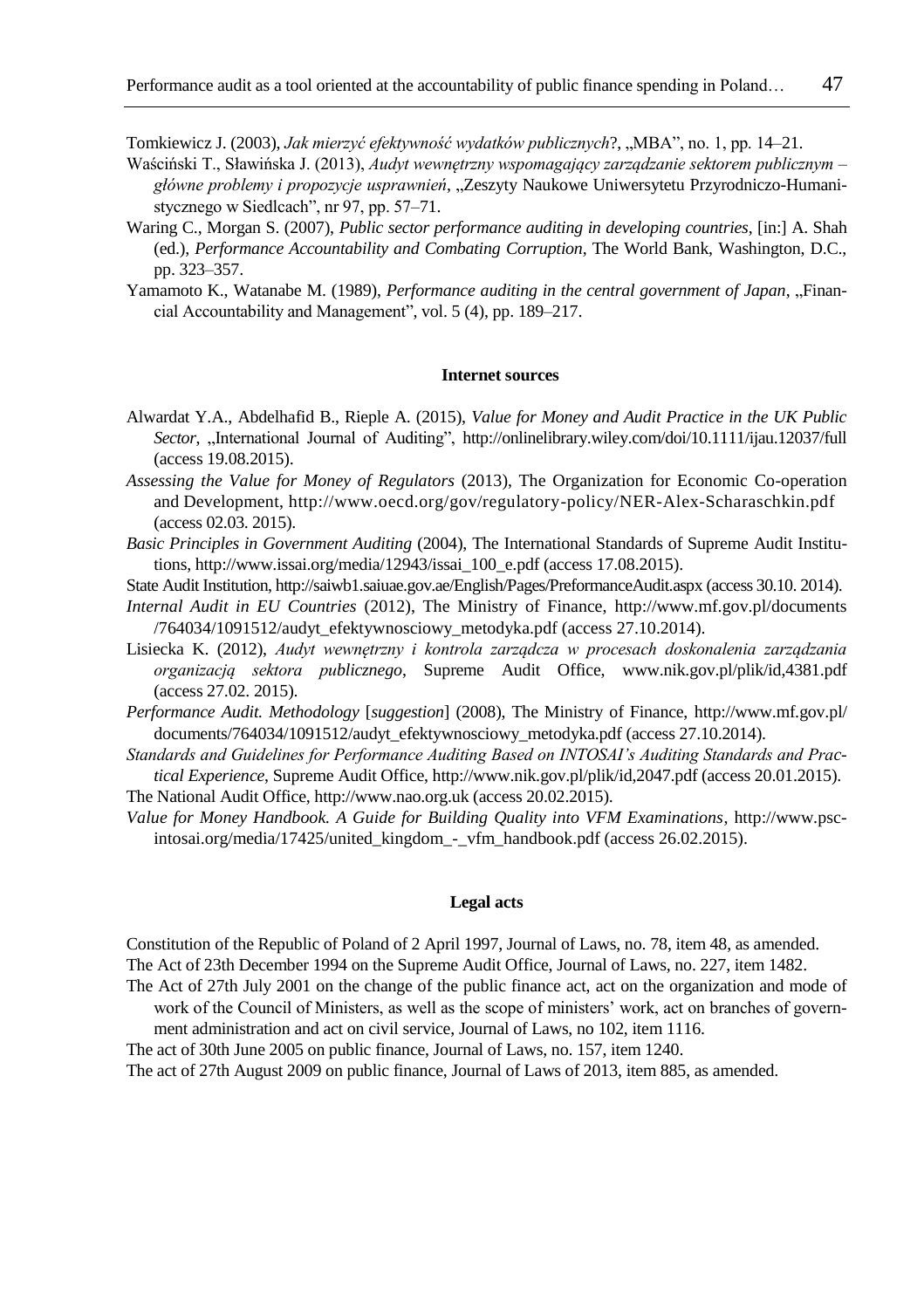Tomkiewicz J. (2003), *Jak mierzyć efektywność wydatków publicznych*?, „MBA", no. 1, pp. 14–21.

Waściński T., Sławińska J. (2013), *Audyt wewnętrzny wspomagający zarządzanie sektorem publicznym – główne problemy i propozycje usprawnień*, „Zeszyty Naukowe Uniwersytetu Przyrodniczo-Humanistycznego w Siedlcach", nr 97, pp. 57–71.

Waring C., Morgan S. (2007), *Public sector performance auditing in developing countries*, [in:] A. Shah (ed.), *Performance Accountability and Combating Corruption*, The World Bank, Washington, D.C., pp. 323–357.

Yamamoto K., Watanabe M. (1989), *Performance auditing in the central government of Japan*, „Financial Accountability and Management", vol. 5 (4), pp. 189–217.

**Internet sources**

Alwardat Y.A., Abdelhafid B., Rieple A. (2015), *Value for Money and Audit Practice in the UK Public Sector*, „International Journal of Auditing", http://onlinelibrary.wiley.com/doi/10.1111/ijau.12037/full (access 19.08.2015).

*Assessing the Value for Money of Regulators* (2013), The Organization for Economic Co-operation and Development, http://www.oecd.org/gov/regulatory-policy/NER-Alex-Scharaschkin.pdf (access 02.03. 2015).

*Basic Principles in Government Auditing* (2004), The International Standards of Supreme Audit Institutions, http://www.issai.org/media/12943/issai_100_e.pdf (access 17.08.2015).

State Audit Institution, http://saiwb1.saiuae.gov.ae/English/Pages/PreformanceAudit.aspx (access 30.10. 2014).

*Internal Audit in EU Countries* (2012), The Ministry of Finance, http://www.mf.gov.pl/documents /764034/1091512/audyt_efektywnosciowy_metodyka.pdf (access 27.10.2014).

Lisiecka K. (2012), *Audyt wewnętrzny i kontrola zarządcza w procesach doskonalenia zarządzania organizacją sektora publicznego*, Supreme Audit Office, www.nik.gov.pl/plik/id,4381.pdf (access 27.02. 2015).

*Performance Audit. Methodology* [*suggestion*] (2008), The Ministry of Finance, http://www.mf.gov.pl/ documents/764034/1091512/audyt_efektywnosciowy_metodyka.pdf (access 27.10.2014).

*Standards and Guidelines for Performance Auditing Based on INTOSAI's Auditing Standards and Practical Experience*, Supreme Audit Office, http://www.nik.gov.pl/plik/id,2047.pdf (access 20.01.2015).

The National Audit Office, http://www.nao.org.uk (access 20.02.2015).

*Value for Money Handbook. A Guide for Building Quality into VFM Examinations*, http://www.psc-intosai.org/media/17425/united_kingdom_-_vfm_handbook.pdf (access 26.02.2015).

**Legal acts**

Constitution of the Republic of Poland of 2 April 1997, Journal of Laws, no. 78, item 48, as amended.

The Act of 23th December 1994 on the Supreme Audit Office, Journal of Laws, no. 227, item 1482.

The Act of 27th July 2001 on the change of the public finance act, act on the organization and mode of work of the Council of Ministers, as well as the scope of ministers' work, act on branches of government administration and act on civil service, Journal of Laws, no 102, item 1116.

The act of 30th June 2005 on public finance, Journal of Laws, no. 157, item 1240.

The act of 27th August 2009 on public finance, Journal of Laws of 2013, item 885, as amended.